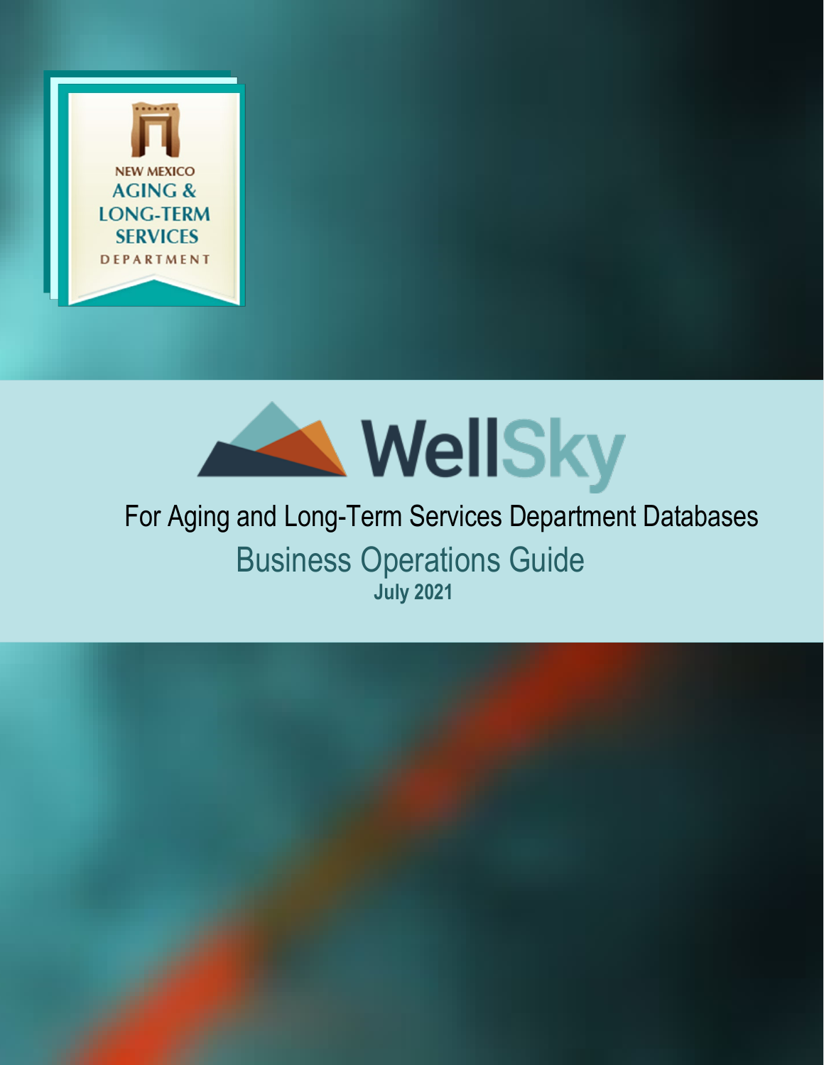NEW MEXICO AGING & LONG-TERM SERVICES DEPARTMENT

# WellSky

For Aging and Long-Term Services Department Databases

## Business Operations Guide

**July 2021**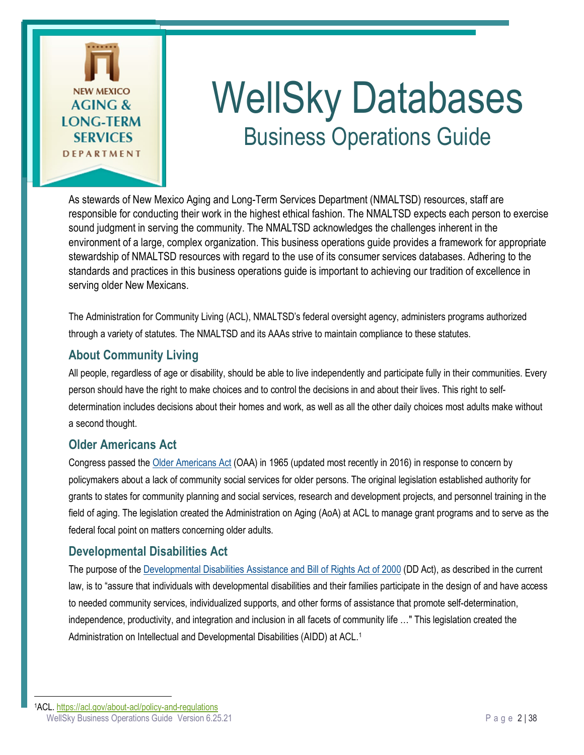# WellSky Databases

## Business Operations Guide

As stewards of New Mexico Aging and Long-Term Services Department (NMALTSD) resources, staff are responsible for conducting their work in the highest ethical fashion. The NMALTSD expects each person to exercise sound judgment in serving the community. The NMALTSD acknowledges the challenges inherent in the environment of a large, complex organization. This business operations guide provides a framework for appropriate stewardship of NMALTSD resources with regard to the use of its consumer services databases. Adhering to the standards and practices in this business operations guide is important to achieving our tradition of excellence in serving older New Mexicans.

The Administration for Community Living (ACL), NMALTSD's federal oversight agency, administers programs authorized through a variety of statutes. The NMALTSD and its AAAs strive to maintain compliance to these statutes.

### About Community Living

All people, regardless of age or disability, should be able to live independently and participate fully in their communities. Every person should have the right to make choices and to control the decisions in and about their lives. This right to self-determination includes decisions about their homes and work, as well as all the other daily choices most adults make without a second thought.

### Older Americans Act

Congress passed the Older Americans Act (OAA) in 1965 (updated most recently in 2016) in response to concern by policymakers about a lack of community social services for older persons. The original legislation established authority for grants to states for community planning and social services, research and development projects, and personnel training in the field of aging. The legislation created the Administration on Aging (AoA) at ACL to manage grant programs and to serve as the federal focal point on matters concerning older adults.

### Developmental Disabilities Act

The purpose of the Developmental Disabilities Assistance and Bill of Rights Act of 2000 (DD Act), as described in the current law, is to "assure that individuals with developmental disabilities and their families participate in the design of and have access to needed community services, individualized supports, and other forms of assistance that promote self-determination, independence, productivity, and integration and inclusion in all facets of community life …" This legislation created the Administration on Intellectual and Developmental Disabilities (AIDD) at ACL.[1]

---

[1] ACL. https://acl.gov/about-acl/policy-and-regulations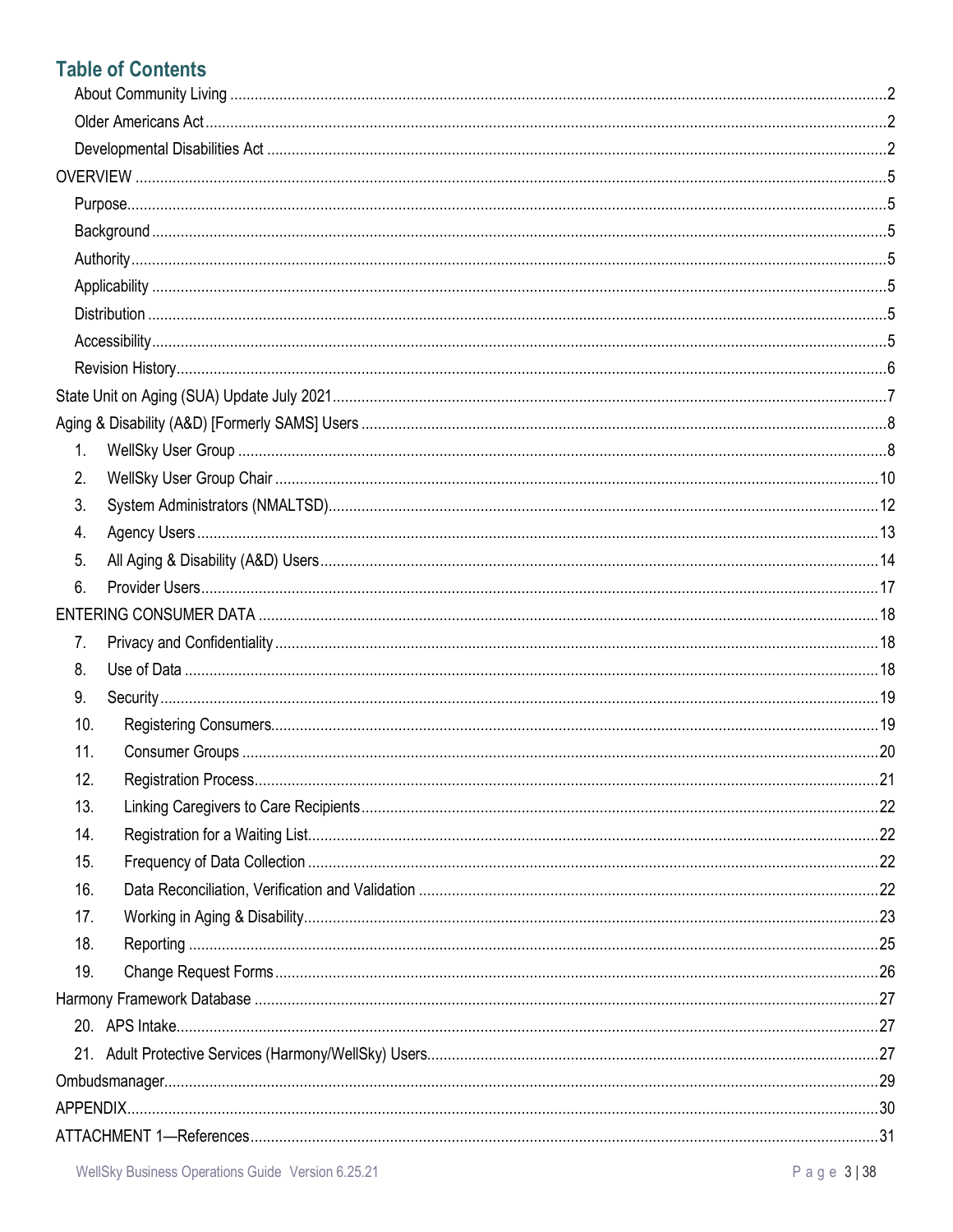## Table of Contents

- About Community Living ... 2
- Older Americans Act ... 2
- Developmental Disabilities Act ... 2

OVERVIEW ... 5

- Purpose ... 5
- Background ... 5
- Authority ... 5
- Applicability ... 5
- Distribution ... 5
- Accessibility ... 5
- Revision History ... 6

State Unit on Aging (SUA) Update July 2021 ... 7

Aging & Disability (A&D) [Formerly SAMS] Users ... 8

1. WellSky User Group ... 8
2. WellSky User Group Chair ... 10
3. System Administrators (NMALTSD) ... 12
4. Agency Users ... 13
5. All Aging & Disability (A&D) Users ... 14
6. Provider Users ... 17

ENTERING CONSUMER DATA ... 18

7. Privacy and Confidentiality ... 18
8. Use of Data ... 18
9. Security ... 19
10. Registering Consumers ... 19
11. Consumer Groups ... 20
12. Registration Process ... 21
13. Linking Caregivers to Care Recipients ... 22
14. Registration for a Waiting List ... 22
15. Frequency of Data Collection ... 22
16. Data Reconciliation, Verification and Validation ... 22
17. Working in Aging & Disability ... 23
18. Reporting ... 25
19. Change Request Forms ... 26

Harmony Framework Database ... 27

20. APS Intake ... 27
21. Adult Protective Services (Harmony/WellSky) Users ... 27

Ombudsmanager ... 29

APPENDIX ... 30

ATTACHMENT 1—References ... 31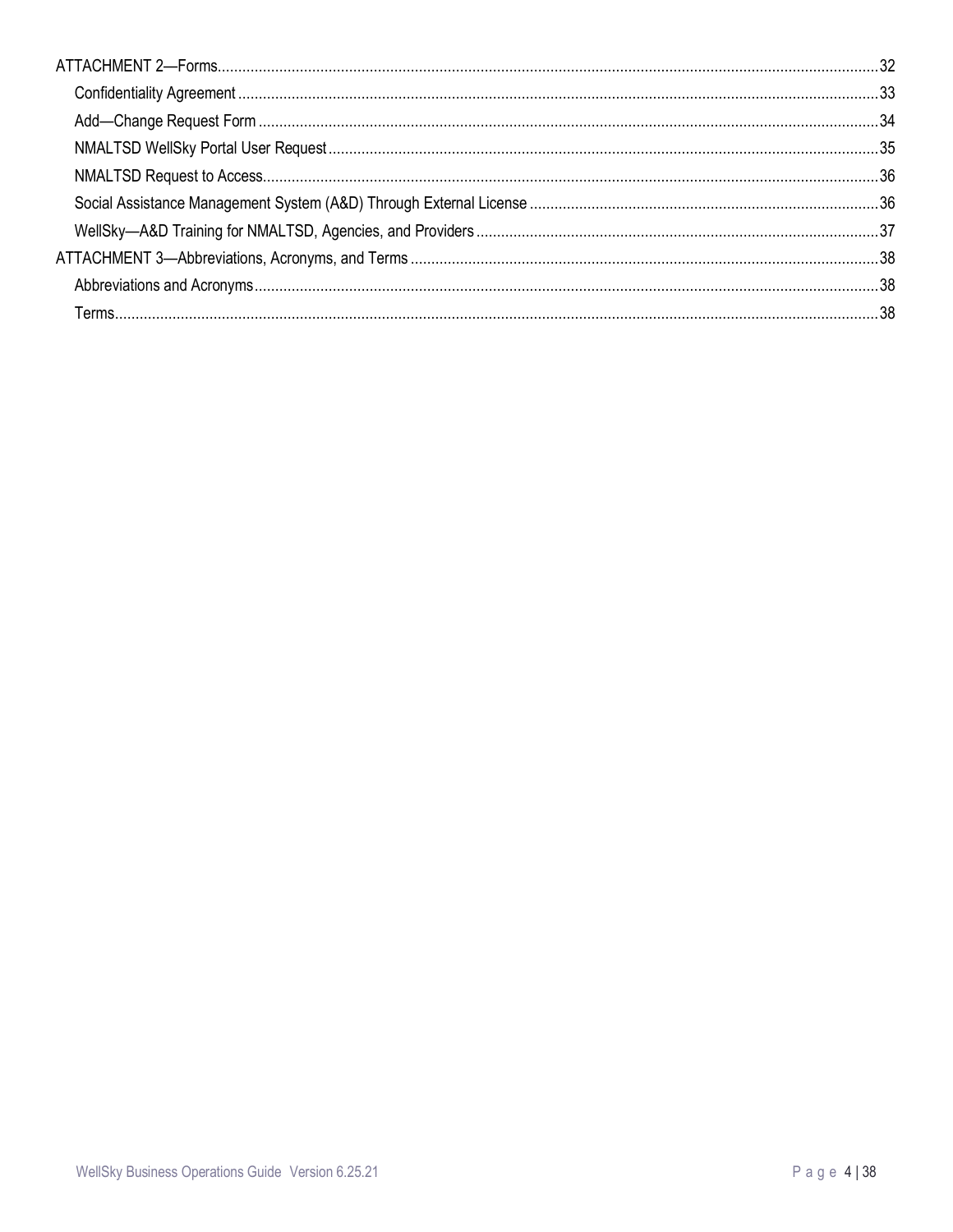ATTACHMENT 2—Forms....................................................................................................................................................32

- Confidentiality Agreement ..........................................................................................................................................33
- Add—Change Request Form ......................................................................................................................................34
- NMALTSD WellSky Portal User Request....................................................................................................................35
- NMALTSD Request to Access.....................................................................................................................................36
- Social Assistance Management System (A&D) Through External License ....................................................................36
- WellSky—A&D Training for NMALTSD, Agencies, and Providers.................................................................................37

ATTACHMENT 3—Abbreviations, Acronyms, and Terms .................................................................................................38

- Abbreviations and Acronyms......................................................................................................................................38
- Terms.........................................................................................................................................................................38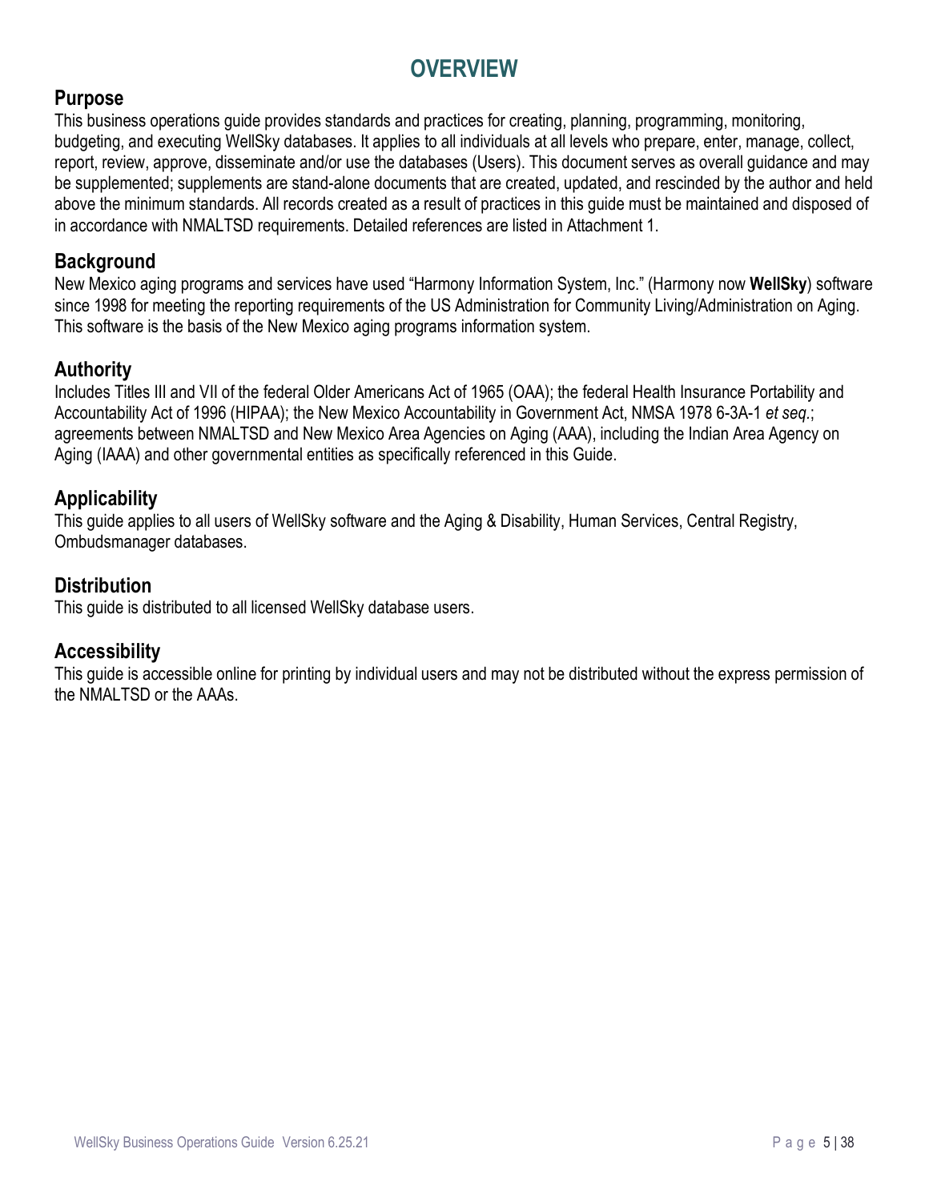# OVERVIEW

## Purpose

This business operations guide provides standards and practices for creating, planning, programming, monitoring, budgeting, and executing WellSky databases. It applies to all individuals at all levels who prepare, enter, manage, collect, report, review, approve, disseminate and/or use the databases (Users). This document serves as overall guidance and may be supplemented; supplements are stand-alone documents that are created, updated, and rescinded by the author and held above the minimum standards. All records created as a result of practices in this guide must be maintained and disposed of in accordance with NMALTSD requirements. Detailed references are listed in Attachment 1.

## Background

New Mexico aging programs and services have used "Harmony Information System, Inc." (Harmony now **WellSky**) software since 1998 for meeting the reporting requirements of the US Administration for Community Living/Administration on Aging. This software is the basis of the New Mexico aging programs information system.

## Authority

Includes Titles III and VII of the federal Older Americans Act of 1965 (OAA); the federal Health Insurance Portability and Accountability Act of 1996 (HIPAA); the New Mexico Accountability in Government Act, NMSA 1978 6-3A-1 *et seq.*; agreements between NMALTSD and New Mexico Area Agencies on Aging (AAA), including the Indian Area Agency on Aging (IAAA) and other governmental entities as specifically referenced in this Guide.

## Applicability

This guide applies to all users of WellSky software and the Aging & Disability, Human Services, Central Registry, Ombudsmanager databases.

## Distribution

This guide is distributed to all licensed WellSky database users.

## Accessibility

This guide is accessible online for printing by individual users and may not be distributed without the express permission of the NMALTSD or the AAAs.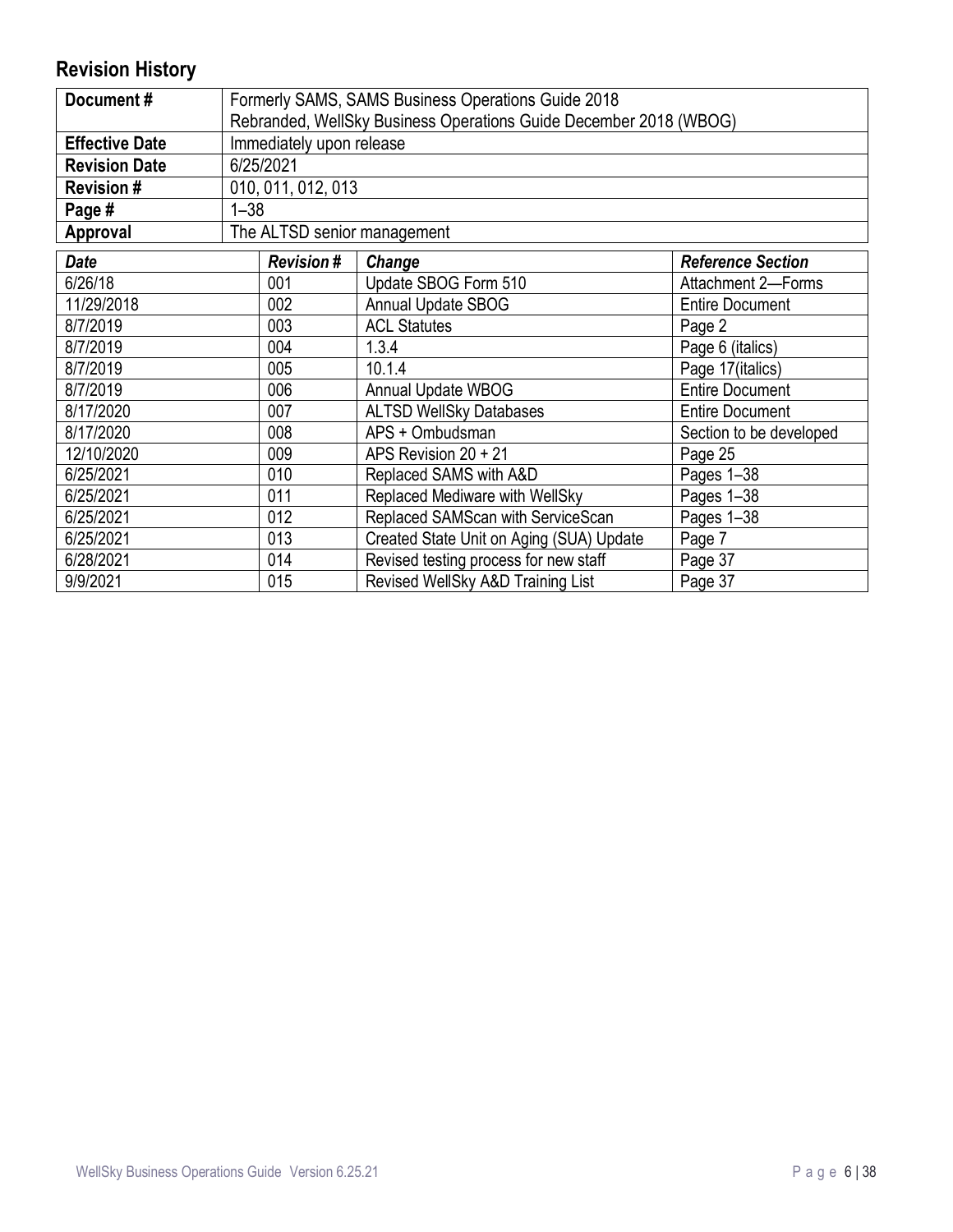## Revision History

| Document # | Formerly SAMS, SAMS Business Operations Guide 2018<br>Rebranded, WellSky Business Operations Guide December 2018 (WBOG) |
|---|---|
| Effective Date | Immediately upon release |
| Revision Date | 6/25/2021 |
| Revision # | 010, 011, 012, 013 |
| Page # | 1–38 |
| Approval | The ALTSD senior management |

| *Date* | *Revision #* | *Change* | *Reference Section* |
|---|---|---|---|
| 6/26/18 | 001 | Update SBOG Form 510 | Attachment 2—Forms |
| 11/29/2018 | 002 | Annual Update SBOG | Entire Document |
| 8/7/2019 | 003 | ACL Statutes | Page 2 |
| 8/7/2019 | 004 | 1.3.4 | Page 6 (italics) |
| 8/7/2019 | 005 | 10.1.4 | Page 17(italics) |
| 8/7/2019 | 006 | Annual Update WBOG | Entire Document |
| 8/17/2020 | 007 | ALTSD WellSky Databases | Entire Document |
| 8/17/2020 | 008 | APS + Ombudsman | Section to be developed |
| 12/10/2020 | 009 | APS Revision 20 + 21 | Page 25 |
| 6/25/2021 | 010 | Replaced SAMS with A&D | Pages 1–38 |
| 6/25/2021 | 011 | Replaced Mediware with WellSky | Pages 1–38 |
| 6/25/2021 | 012 | Replaced SAMScan with ServiceScan | Pages 1–38 |
| 6/25/2021 | 013 | Created State Unit on Aging (SUA) Update | Page 7 |
| 6/28/2021 | 014 | Revised testing process for new staff | Page 37 |
| 9/9/2021 | 015 | Revised WellSky A&D Training List | Page 37 |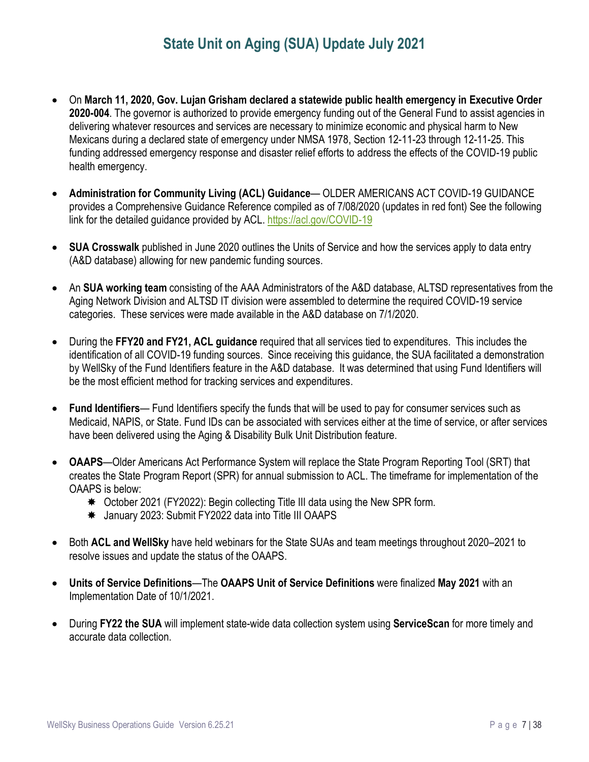# State Unit on Aging (SUA) Update July 2021

- On **March 11, 2020, Gov. Lujan Grisham declared a statewide public health emergency in Executive Order 2020-004**. The governor is authorized to provide emergency funding out of the General Fund to assist agencies in delivering whatever resources and services are necessary to minimize economic and physical harm to New Mexicans during a declared state of emergency under NMSA 1978, Section 12-11-23 through 12-11-25. This funding addressed emergency response and disaster relief efforts to address the effects of the COVID-19 public health emergency.

- **Administration for Community Living (ACL) Guidance**— OLDER AMERICANS ACT COVID-19 GUIDANCE provides a Comprehensive Guidance Reference compiled as of 7/08/2020 (updates in red font) See the following link for the detailed guidance provided by ACL. https://acl.gov/COVID-19

- **SUA Crosswalk** published in June 2020 outlines the Units of Service and how the services apply to data entry (A&D database) allowing for new pandemic funding sources.

- An **SUA working team** consisting of the AAA Administrators of the A&D database, ALTSD representatives from the Aging Network Division and ALTSD IT division were assembled to determine the required COVID-19 service categories. These services were made available in the A&D database on 7/1/2020.

- During the **FFY20 and FY21, ACL guidance** required that all services tied to expenditures. This includes the identification of all COVID-19 funding sources. Since receiving this guidance, the SUA facilitated a demonstration by WellSky of the Fund Identifiers feature in the A&D database. It was determined that using Fund Identifiers will be the most efficient method for tracking services and expenditures.

- **Fund Identifiers**— Fund Identifiers specify the funds that will be used to pay for consumer services such as Medicaid, NAPIS, or State. Fund IDs can be associated with services either at the time of service, or after services have been delivered using the Aging & Disability Bulk Unit Distribution feature.

- **OAAPS**—Older Americans Act Performance System will replace the State Program Reporting Tool (SRT) that creates the State Program Report (SPR) for annual submission to ACL. The timeframe for implementation of the OAAPS is below:
  - October 2021 (FY2022): Begin collecting Title III data using the New SPR form.
  - January 2023: Submit FY2022 data into Title III OAAPS

- Both **ACL and WellSky** have held webinars for the State SUAs and team meetings throughout 2020–2021 to resolve issues and update the status of the OAAPS.

- **Units of Service Definitions**—The **OAAPS Unit of Service Definitions** were finalized **May 2021** with an Implementation Date of 10/1/2021.

- During **FY22 the SUA** will implement state-wide data collection system using **ServiceScan** for more timely and accurate data collection.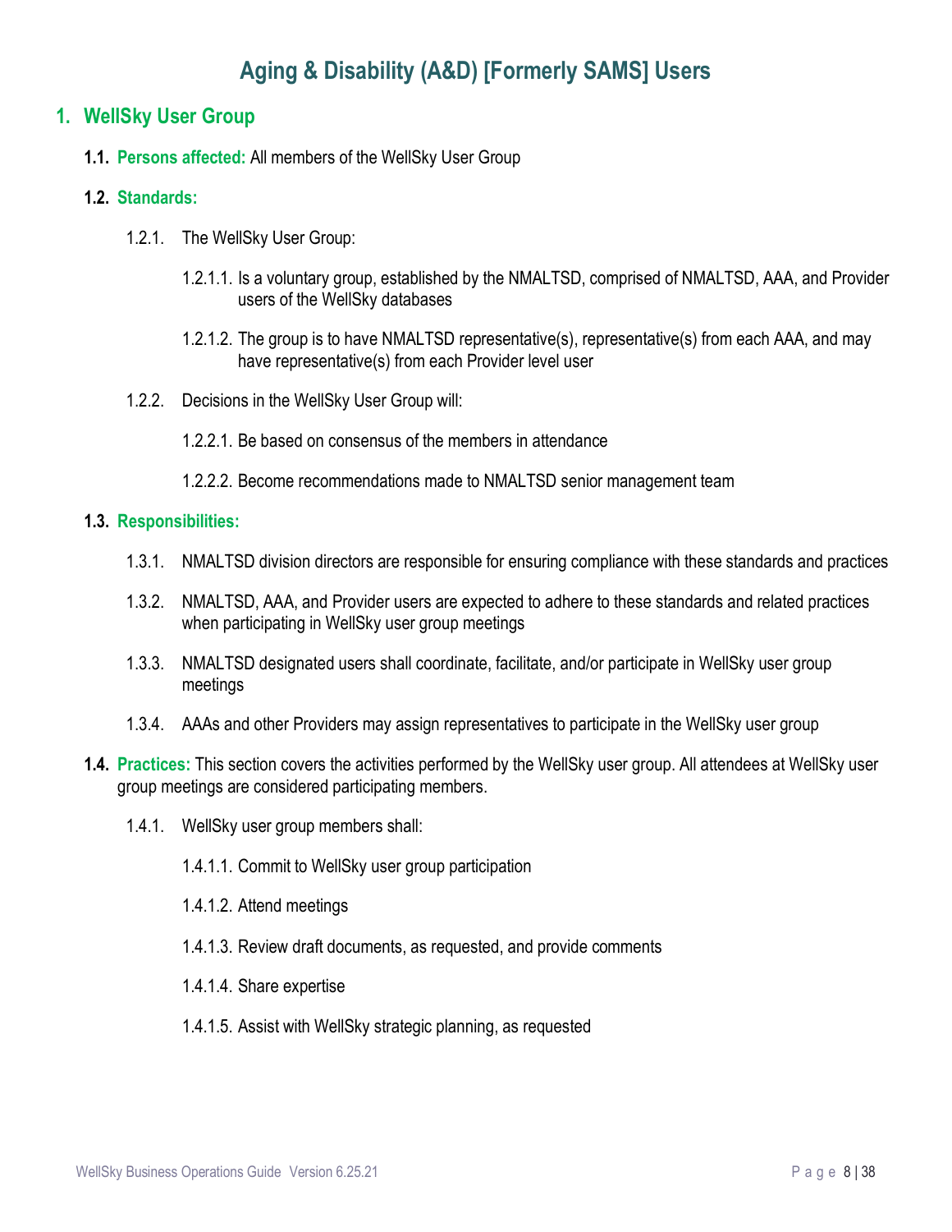# Aging & Disability (A&D) [Formerly SAMS] Users

## 1. WellSky User Group

**1.1. Persons affected:** All members of the WellSky User Group

**1.2. Standards:**

1.2.1. The WellSky User Group:

1.2.1.1. Is a voluntary group, established by the NMALTSD, comprised of NMALTSD, AAA, and Provider users of the WellSky databases

1.2.1.2. The group is to have NMALTSD representative(s), representative(s) from each AAA, and may have representative(s) from each Provider level user

1.2.2. Decisions in the WellSky User Group will:

1.2.2.1. Be based on consensus of the members in attendance

1.2.2.2. Become recommendations made to NMALTSD senior management team

**1.3. Responsibilities:**

1.3.1. NMALTSD division directors are responsible for ensuring compliance with these standards and practices

1.3.2. NMALTSD, AAA, and Provider users are expected to adhere to these standards and related practices when participating in WellSky user group meetings

1.3.3. NMALTSD designated users shall coordinate, facilitate, and/or participate in WellSky user group meetings

1.3.4. AAAs and other Providers may assign representatives to participate in the WellSky user group

**1.4. Practices:** This section covers the activities performed by the WellSky user group. All attendees at WellSky user group meetings are considered participating members.

1.4.1. WellSky user group members shall:

1.4.1.1. Commit to WellSky user group participation

1.4.1.2. Attend meetings

1.4.1.3. Review draft documents, as requested, and provide comments

1.4.1.4. Share expertise

1.4.1.5. Assist with WellSky strategic planning, as requested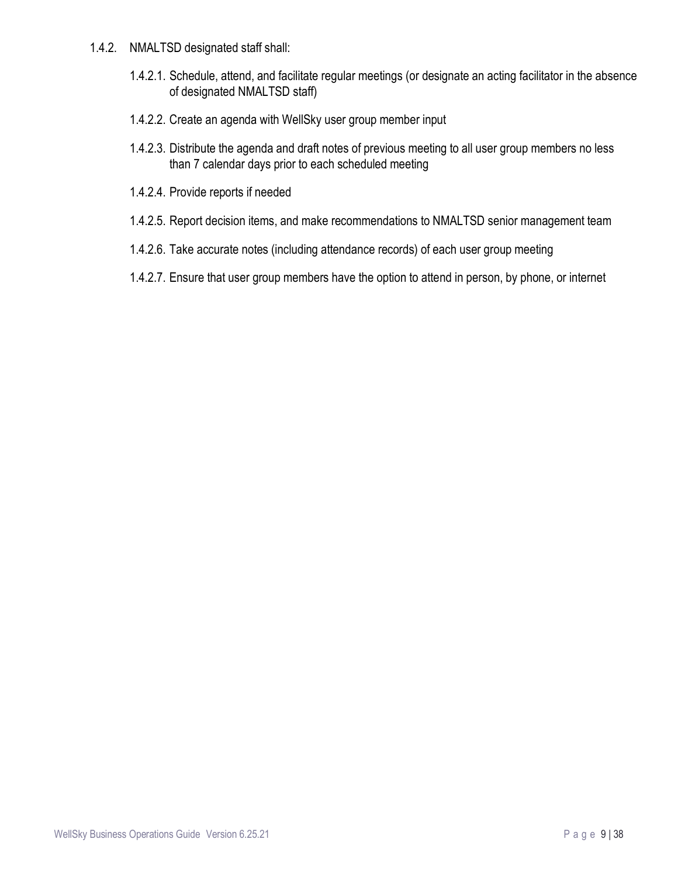1.4.2. NMALTSD designated staff shall:

- 1.4.2.1. Schedule, attend, and facilitate regular meetings (or designate an acting facilitator in the absence of designated NMALTSD staff)
- 1.4.2.2. Create an agenda with WellSky user group member input
- 1.4.2.3. Distribute the agenda and draft notes of previous meeting to all user group members no less than 7 calendar days prior to each scheduled meeting
- 1.4.2.4. Provide reports if needed
- 1.4.2.5. Report decision items, and make recommendations to NMALTSD senior management team
- 1.4.2.6. Take accurate notes (including attendance records) of each user group meeting
- 1.4.2.7. Ensure that user group members have the option to attend in person, by phone, or internet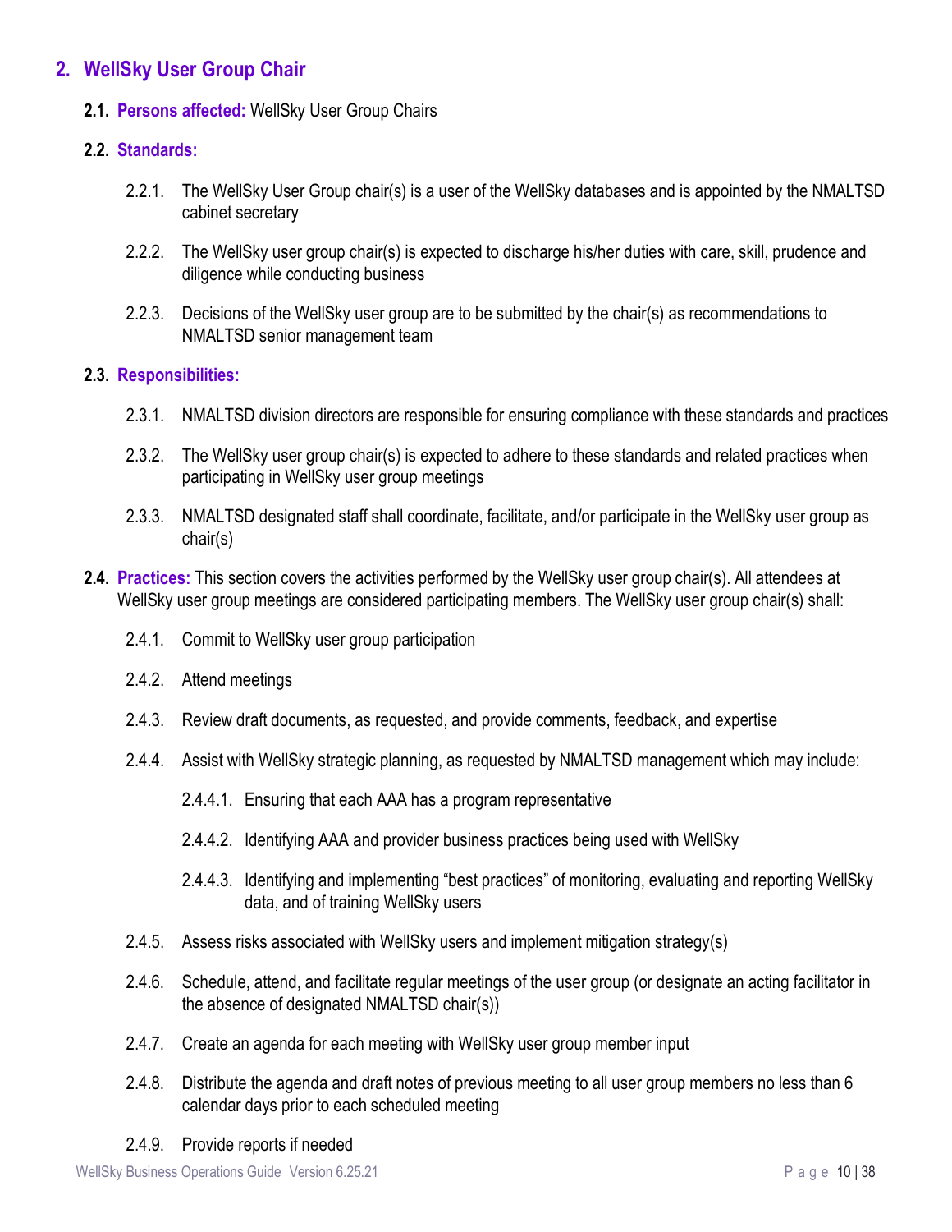## 2. WellSky User Group Chair

**2.1. Persons affected:** WellSky User Group Chairs

**2.2. Standards:**

2.2.1. The WellSky User Group chair(s) is a user of the WellSky databases and is appointed by the NMALTSD cabinet secretary

2.2.2. The WellSky user group chair(s) is expected to discharge his/her duties with care, skill, prudence and diligence while conducting business

2.2.3. Decisions of the WellSky user group are to be submitted by the chair(s) as recommendations to NMALTSD senior management team

**2.3. Responsibilities:**

2.3.1. NMALTSD division directors are responsible for ensuring compliance with these standards and practices

2.3.2. The WellSky user group chair(s) is expected to adhere to these standards and related practices when participating in WellSky user group meetings

2.3.3. NMALTSD designated staff shall coordinate, facilitate, and/or participate in the WellSky user group as chair(s)

**2.4. Practices:** This section covers the activities performed by the WellSky user group chair(s). All attendees at WellSky user group meetings are considered participating members. The WellSky user group chair(s) shall:

2.4.1. Commit to WellSky user group participation

2.4.2. Attend meetings

2.4.3. Review draft documents, as requested, and provide comments, feedback, and expertise

2.4.4. Assist with WellSky strategic planning, as requested by NMALTSD management which may include:

2.4.4.1. Ensuring that each AAA has a program representative

2.4.4.2. Identifying AAA and provider business practices being used with WellSky

2.4.4.3. Identifying and implementing "best practices" of monitoring, evaluating and reporting WellSky data, and of training WellSky users

2.4.5. Assess risks associated with WellSky users and implement mitigation strategy(s)

2.4.6. Schedule, attend, and facilitate regular meetings of the user group (or designate an acting facilitator in the absence of designated NMALTSD chair(s))

2.4.7. Create an agenda for each meeting with WellSky user group member input

2.4.8. Distribute the agenda and draft notes of previous meeting to all user group members no less than 6 calendar days prior to each scheduled meeting

2.4.9. Provide reports if needed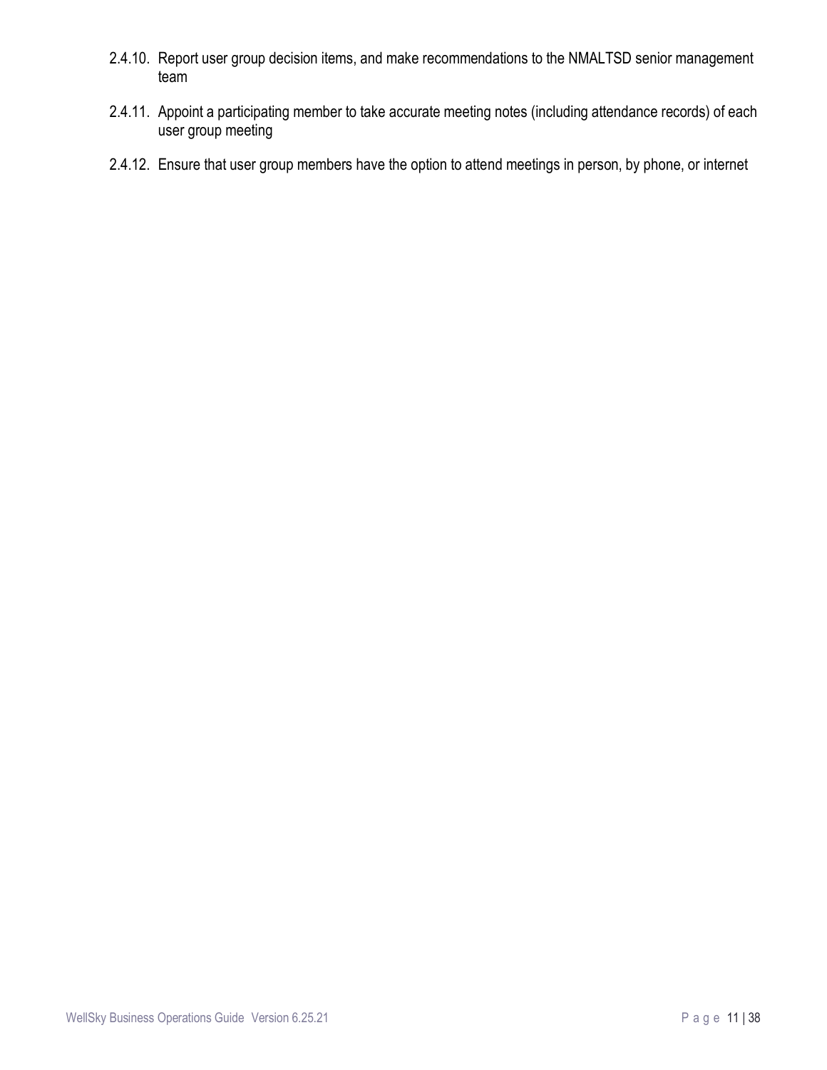2.4.10. Report user group decision items, and make recommendations to the NMALTSD senior management team

2.4.11. Appoint a participating member to take accurate meeting notes (including attendance records) of each user group meeting

2.4.12. Ensure that user group members have the option to attend meetings in person, by phone, or internet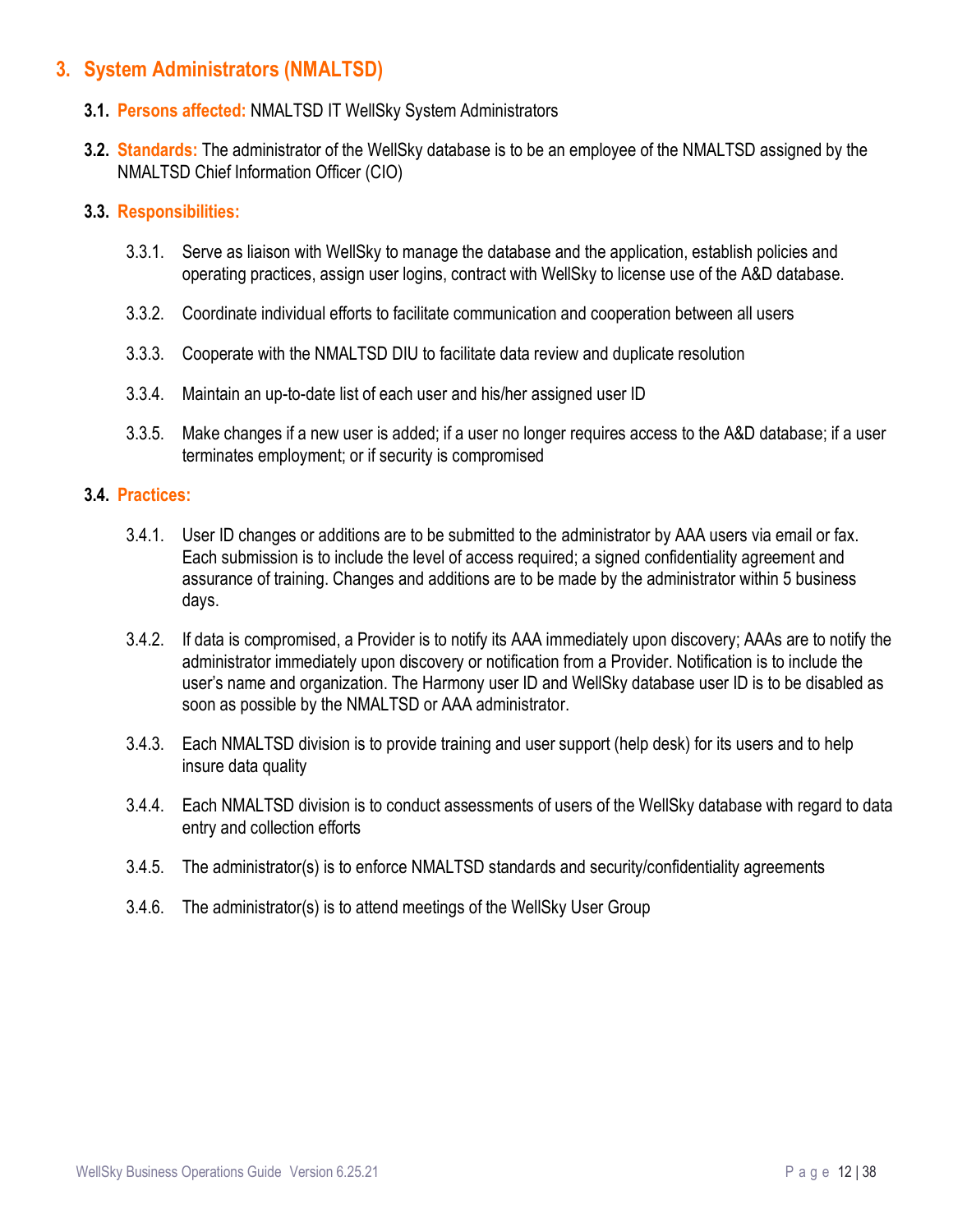## 3. System Administrators (NMALTSD)

**3.1. Persons affected:** NMALTSD IT WellSky System Administrators

**3.2. Standards:** The administrator of the WellSky database is to be an employee of the NMALTSD assigned by the NMALTSD Chief Information Officer (CIO)

**3.3. Responsibilities:**

3.3.1. Serve as liaison with WellSky to manage the database and the application, establish policies and operating practices, assign user logins, contract with WellSky to license use of the A&D database.

3.3.2. Coordinate individual efforts to facilitate communication and cooperation between all users

3.3.3. Cooperate with the NMALTSD DIU to facilitate data review and duplicate resolution

3.3.4. Maintain an up-to-date list of each user and his/her assigned user ID

3.3.5. Make changes if a new user is added; if a user no longer requires access to the A&D database; if a user terminates employment; or if security is compromised

**3.4. Practices:**

3.4.1. User ID changes or additions are to be submitted to the administrator by AAA users via email or fax. Each submission is to include the level of access required; a signed confidentiality agreement and assurance of training. Changes and additions are to be made by the administrator within 5 business days.

3.4.2. If data is compromised, a Provider is to notify its AAA immediately upon discovery; AAAs are to notify the administrator immediately upon discovery or notification from a Provider. Notification is to include the user's name and organization. The Harmony user ID and WellSky database user ID is to be disabled as soon as possible by the NMALTSD or AAA administrator.

3.4.3. Each NMALTSD division is to provide training and user support (help desk) for its users and to help insure data quality

3.4.4. Each NMALTSD division is to conduct assessments of users of the WellSky database with regard to data entry and collection efforts

3.4.5. The administrator(s) is to enforce NMALTSD standards and security/confidentiality agreements

3.4.6. The administrator(s) is to attend meetings of the WellSky User Group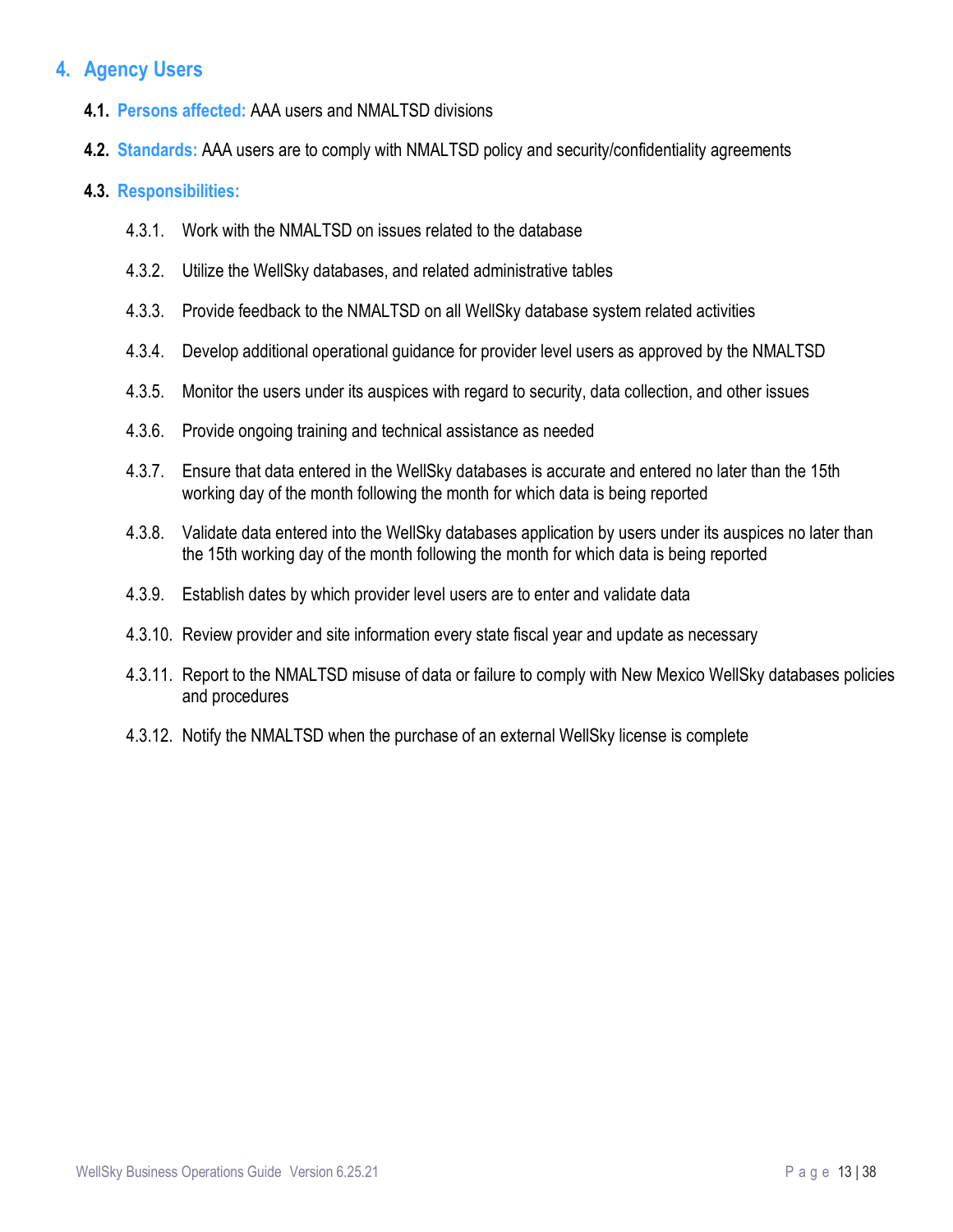## 4. Agency Users

**4.1. Persons affected:** AAA users and NMALTSD divisions

**4.2. Standards:** AAA users are to comply with NMALTSD policy and security/confidentiality agreements

**4.3. Responsibilities:**

4.3.1. Work with the NMALTSD on issues related to the database

4.3.2. Utilize the WellSky databases, and related administrative tables

4.3.3. Provide feedback to the NMALTSD on all WellSky database system related activities

4.3.4. Develop additional operational guidance for provider level users as approved by the NMALTSD

4.3.5. Monitor the users under its auspices with regard to security, data collection, and other issues

4.3.6. Provide ongoing training and technical assistance as needed

4.3.7. Ensure that data entered in the WellSky databases is accurate and entered no later than the 15th working day of the month following the month for which data is being reported

4.3.8. Validate data entered into the WellSky databases application by users under its auspices no later than the 15th working day of the month following the month for which data is being reported

4.3.9. Establish dates by which provider level users are to enter and validate data

4.3.10. Review provider and site information every state fiscal year and update as necessary

4.3.11. Report to the NMALTSD misuse of data or failure to comply with New Mexico WellSky databases policies and procedures

4.3.12. Notify the NMALTSD when the purchase of an external WellSky license is complete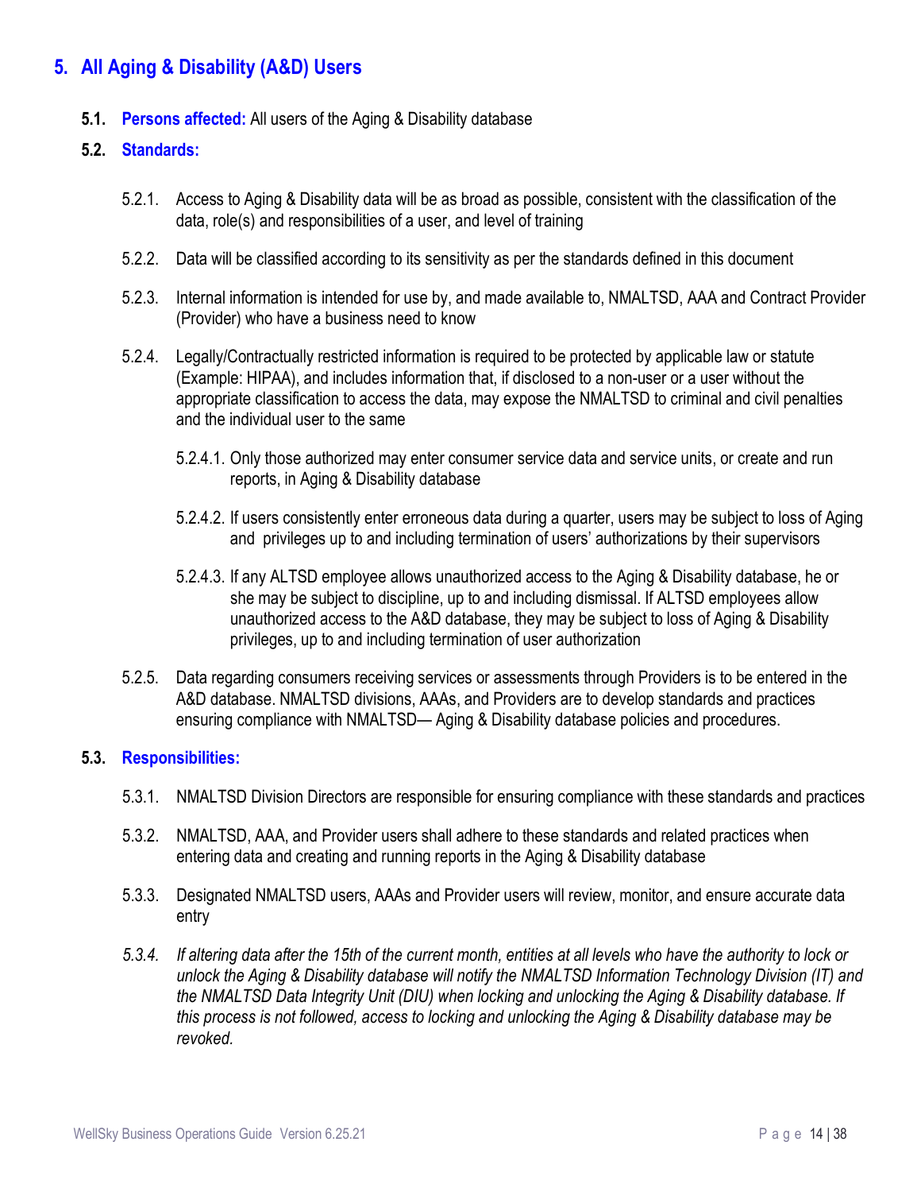## 5. All Aging & Disability (A&D) Users

**5.1. Persons affected:** All users of the Aging & Disability database

**5.2. Standards:**

5.2.1. Access to Aging & Disability data will be as broad as possible, consistent with the classification of the data, role(s) and responsibilities of a user, and level of training

5.2.2. Data will be classified according to its sensitivity as per the standards defined in this document

5.2.3. Internal information is intended for use by, and made available to, NMALTSD, AAA and Contract Provider (Provider) who have a business need to know

5.2.4. Legally/Contractually restricted information is required to be protected by applicable law or statute (Example: HIPAA), and includes information that, if disclosed to a non-user or a user without the appropriate classification to access the data, may expose the NMALTSD to criminal and civil penalties and the individual user to the same

5.2.4.1. Only those authorized may enter consumer service data and service units, or create and run reports, in Aging & Disability database

5.2.4.2. If users consistently enter erroneous data during a quarter, users may be subject to loss of Aging and privileges up to and including termination of users' authorizations by their supervisors

5.2.4.3. If any ALTSD employee allows unauthorized access to the Aging & Disability database, he or she may be subject to discipline, up to and including dismissal. If ALTSD employees allow unauthorized access to the A&D database, they may be subject to loss of Aging & Disability privileges, up to and including termination of user authorization

5.2.5. Data regarding consumers receiving services or assessments through Providers is to be entered in the A&D database. NMALTSD divisions, AAAs, and Providers are to develop standards and practices ensuring compliance with NMALTSD— Aging & Disability database policies and procedures.

**5.3. Responsibilities:**

5.3.1. NMALTSD Division Directors are responsible for ensuring compliance with these standards and practices

5.3.2. NMALTSD, AAA, and Provider users shall adhere to these standards and related practices when entering data and creating and running reports in the Aging & Disability database

5.3.3. Designated NMALTSD users, AAAs and Provider users will review, monitor, and ensure accurate data entry

*5.3.4. If altering data after the 15th of the current month, entities at all levels who have the authority to lock or unlock the Aging & Disability database will notify the NMALTSD Information Technology Division (IT) and the NMALTSD Data Integrity Unit (DIU) when locking and unlocking the Aging & Disability database. If this process is not followed, access to locking and unlocking the Aging & Disability database may be revoked.*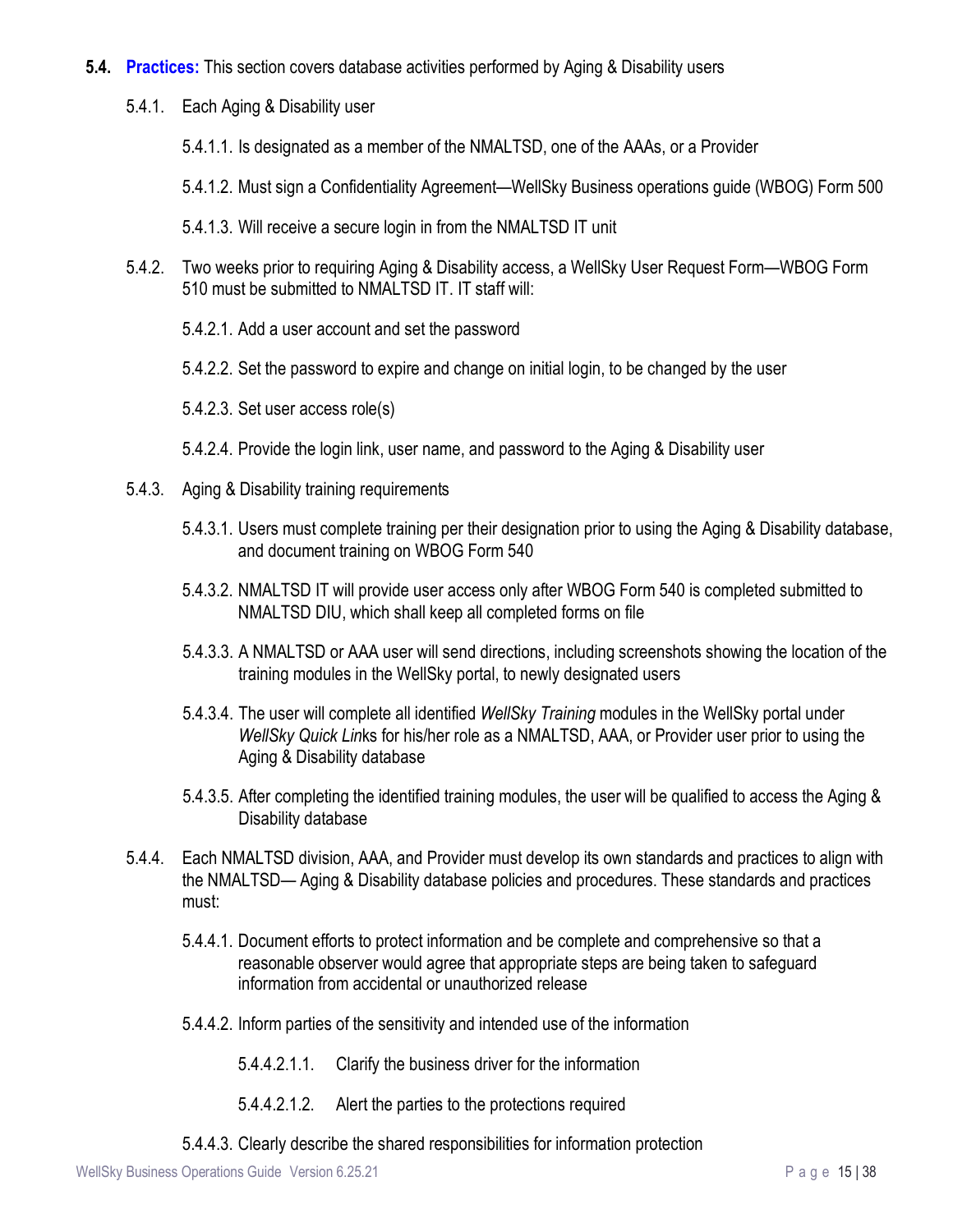**5.4. Practices:** This section covers database activities performed by Aging & Disability users

5.4.1. Each Aging & Disability user

5.4.1.1. Is designated as a member of the NMALTSD, one of the AAAs, or a Provider

5.4.1.2. Must sign a Confidentiality Agreement—WellSky Business operations guide (WBOG) Form 500

5.4.1.3. Will receive a secure login in from the NMALTSD IT unit

5.4.2. Two weeks prior to requiring Aging & Disability access, a WellSky User Request Form—WBOG Form 510 must be submitted to NMALTSD IT. IT staff will:

5.4.2.1. Add a user account and set the password

5.4.2.2. Set the password to expire and change on initial login, to be changed by the user

5.4.2.3. Set user access role(s)

5.4.2.4. Provide the login link, user name, and password to the Aging & Disability user

5.4.3. Aging & Disability training requirements

5.4.3.1. Users must complete training per their designation prior to using the Aging & Disability database, and document training on WBOG Form 540

5.4.3.2. NMALTSD IT will provide user access only after WBOG Form 540 is completed submitted to NMALTSD DIU, which shall keep all completed forms on file

5.4.3.3. A NMALTSD or AAA user will send directions, including screenshots showing the location of the training modules in the WellSky portal, to newly designated users

5.4.3.4. The user will complete all identified *WellSky Training* modules in the WellSky portal under *WellSky Quick Lin*ks for his/her role as a NMALTSD, AAA, or Provider user prior to using the Aging & Disability database

5.4.3.5. After completing the identified training modules, the user will be qualified to access the Aging & Disability database

5.4.4. Each NMALTSD division, AAA, and Provider must develop its own standards and practices to align with the NMALTSD— Aging & Disability database policies and procedures. These standards and practices must:

5.4.4.1. Document efforts to protect information and be complete and comprehensive so that a reasonable observer would agree that appropriate steps are being taken to safeguard information from accidental or unauthorized release

5.4.4.2. Inform parties of the sensitivity and intended use of the information

5.4.4.2.1.1. Clarify the business driver for the information

5.4.4.2.1.2. Alert the parties to the protections required

5.4.4.3. Clearly describe the shared responsibilities for information protection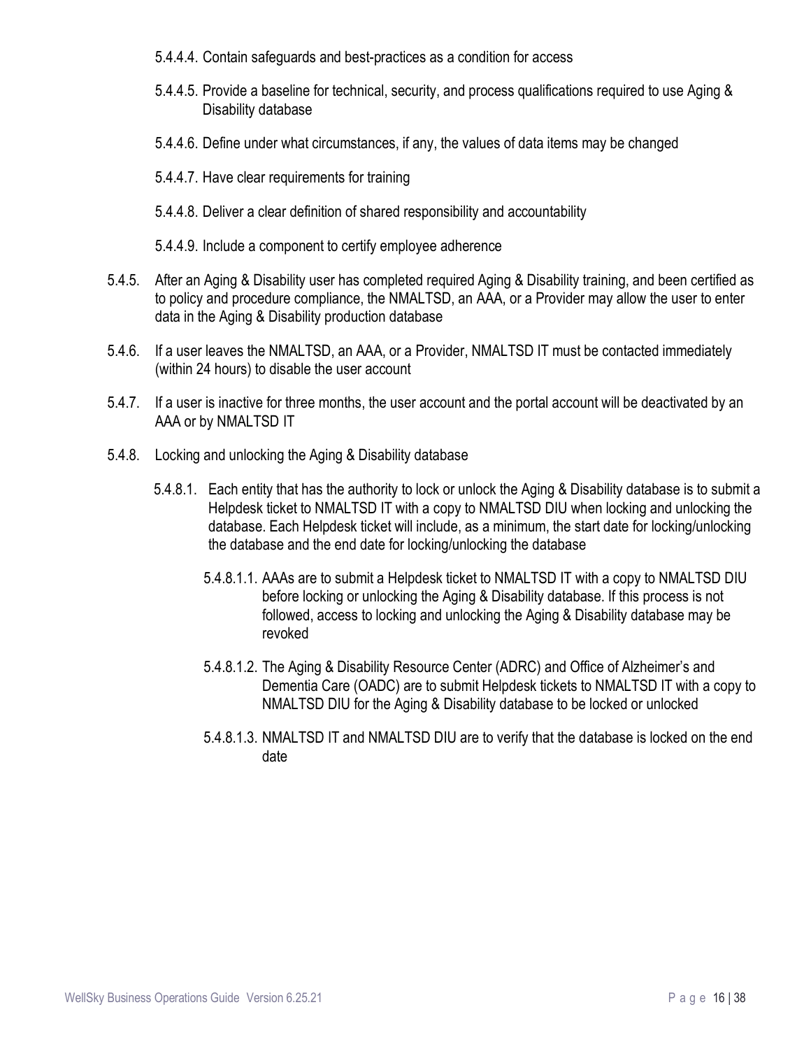5.4.4.4. Contain safeguards and best-practices as a condition for access

5.4.4.5. Provide a baseline for technical, security, and process qualifications required to use Aging & Disability database

5.4.4.6. Define under what circumstances, if any, the values of data items may be changed

5.4.4.7. Have clear requirements for training

5.4.4.8. Deliver a clear definition of shared responsibility and accountability

5.4.4.9. Include a component to certify employee adherence

5.4.5. After an Aging & Disability user has completed required Aging & Disability training, and been certified as to policy and procedure compliance, the NMALTSD, an AAA, or a Provider may allow the user to enter data in the Aging & Disability production database

5.4.6. If a user leaves the NMALTSD, an AAA, or a Provider, NMALTSD IT must be contacted immediately (within 24 hours) to disable the user account

5.4.7. If a user is inactive for three months, the user account and the portal account will be deactivated by an AAA or by NMALTSD IT

5.4.8. Locking and unlocking the Aging & Disability database

5.4.8.1. Each entity that has the authority to lock or unlock the Aging & Disability database is to submit a Helpdesk ticket to NMALTSD IT with a copy to NMALTSD DIU when locking and unlocking the database. Each Helpdesk ticket will include, as a minimum, the start date for locking/unlocking the database and the end date for locking/unlocking the database

5.4.8.1.1. AAAs are to submit a Helpdesk ticket to NMALTSD IT with a copy to NMALTSD DIU before locking or unlocking the Aging & Disability database. If this process is not followed, access to locking and unlocking the Aging & Disability database may be revoked

5.4.8.1.2. The Aging & Disability Resource Center (ADRC) and Office of Alzheimer's and Dementia Care (OADC) are to submit Helpdesk tickets to NMALTSD IT with a copy to NMALTSD DIU for the Aging & Disability database to be locked or unlocked

5.4.8.1.3. NMALTSD IT and NMALTSD DIU are to verify that the database is locked on the end date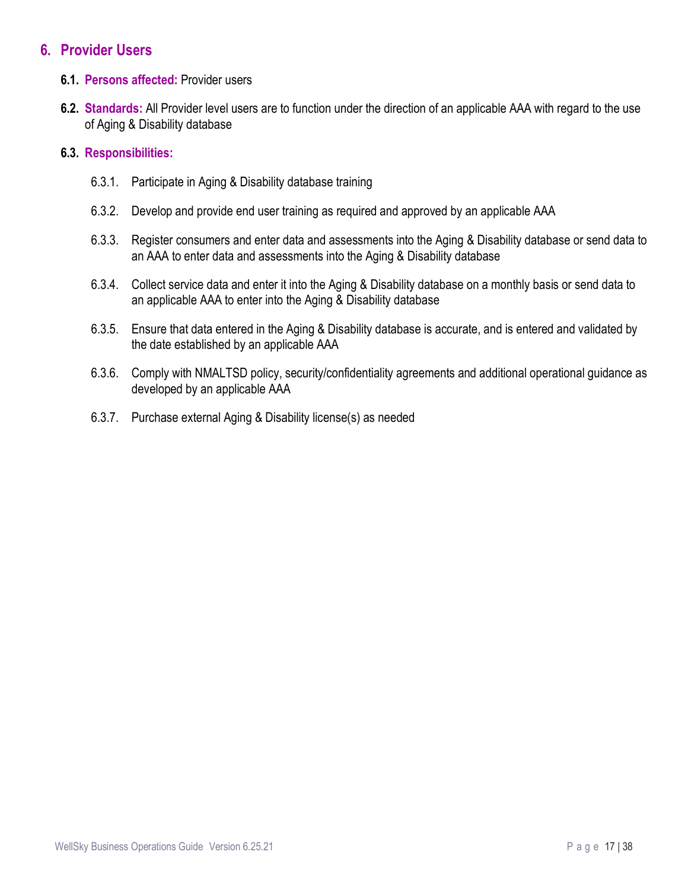## 6. Provider Users

**6.1. Persons affected:** Provider users

**6.2. Standards:** All Provider level users are to function under the direction of an applicable AAA with regard to the use of Aging & Disability database

**6.3. Responsibilities:**

6.3.1. Participate in Aging & Disability database training

6.3.2. Develop and provide end user training as required and approved by an applicable AAA

6.3.3. Register consumers and enter data and assessments into the Aging & Disability database or send data to an AAA to enter data and assessments into the Aging & Disability database

6.3.4. Collect service data and enter it into the Aging & Disability database on a monthly basis or send data to an applicable AAA to enter into the Aging & Disability database

6.3.5. Ensure that data entered in the Aging & Disability database is accurate, and is entered and validated by the date established by an applicable AAA

6.3.6. Comply with NMALTSD policy, security/confidentiality agreements and additional operational guidance as developed by an applicable AAA

6.3.7. Purchase external Aging & Disability license(s) as needed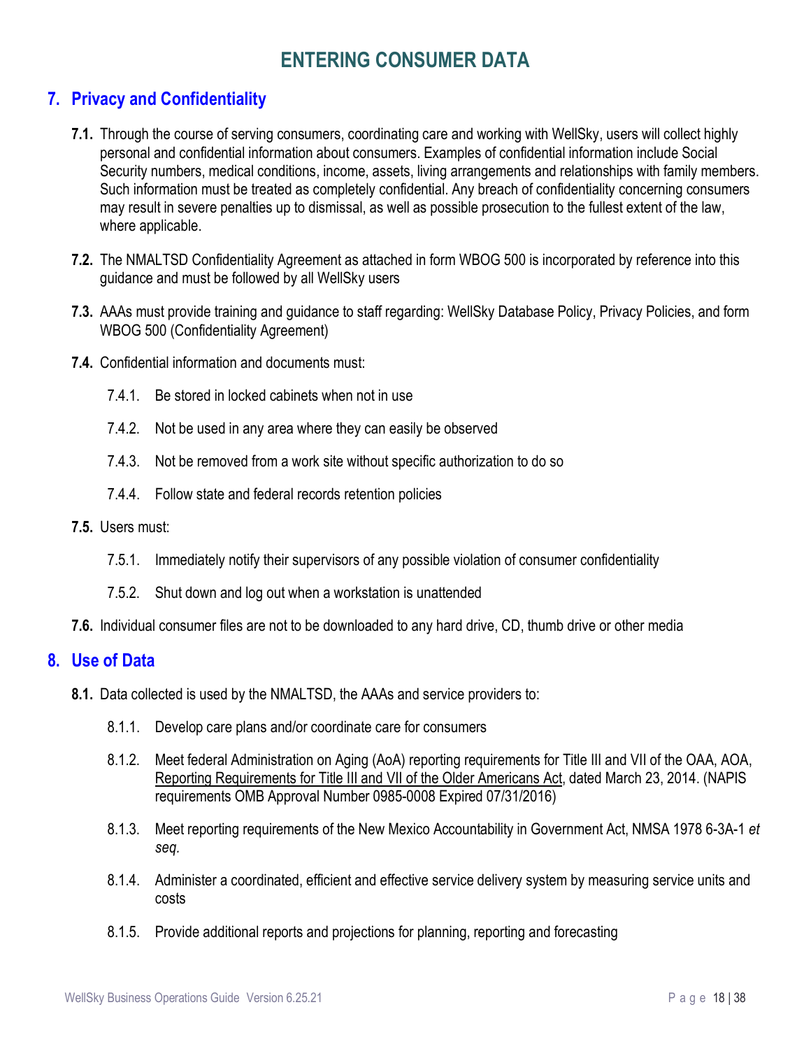# ENTERING CONSUMER DATA

## 7. Privacy and Confidentiality

**7.1.** Through the course of serving consumers, coordinating care and working with WellSky, users will collect highly personal and confidential information about consumers. Examples of confidential information include Social Security numbers, medical conditions, income, assets, living arrangements and relationships with family members. Such information must be treated as completely confidential. Any breach of confidentiality concerning consumers may result in severe penalties up to dismissal, as well as possible prosecution to the fullest extent of the law, where applicable.

**7.2.** The NMALTSD Confidentiality Agreement as attached in form WBOG 500 is incorporated by reference into this guidance and must be followed by all WellSky users

**7.3.** AAAs must provide training and guidance to staff regarding: WellSky Database Policy, Privacy Policies, and form WBOG 500 (Confidentiality Agreement)

**7.4.** Confidential information and documents must:

- 7.4.1. Be stored in locked cabinets when not in use
- 7.4.2. Not be used in any area where they can easily be observed
- 7.4.3. Not be removed from a work site without specific authorization to do so
- 7.4.4. Follow state and federal records retention policies

**7.5.** Users must:

- 7.5.1. Immediately notify their supervisors of any possible violation of consumer confidentiality
- 7.5.2. Shut down and log out when a workstation is unattended

**7.6.** Individual consumer files are not to be downloaded to any hard drive, CD, thumb drive or other media

## 8. Use of Data

**8.1.** Data collected is used by the NMALTSD, the AAAs and service providers to:

- 8.1.1. Develop care plans and/or coordinate care for consumers
- 8.1.2. Meet federal Administration on Aging (AoA) reporting requirements for Title III and VII of the OAA, AOA, Reporting Requirements for Title III and VII of the Older Americans Act, dated March 23, 2014. (NAPIS requirements OMB Approval Number 0985-0008 Expired 07/31/2016)
- 8.1.3. Meet reporting requirements of the New Mexico Accountability in Government Act, NMSA 1978 6-3A-1 *et seq.*
- 8.1.4. Administer a coordinated, efficient and effective service delivery system by measuring service units and costs
- 8.1.5. Provide additional reports and projections for planning, reporting and forecasting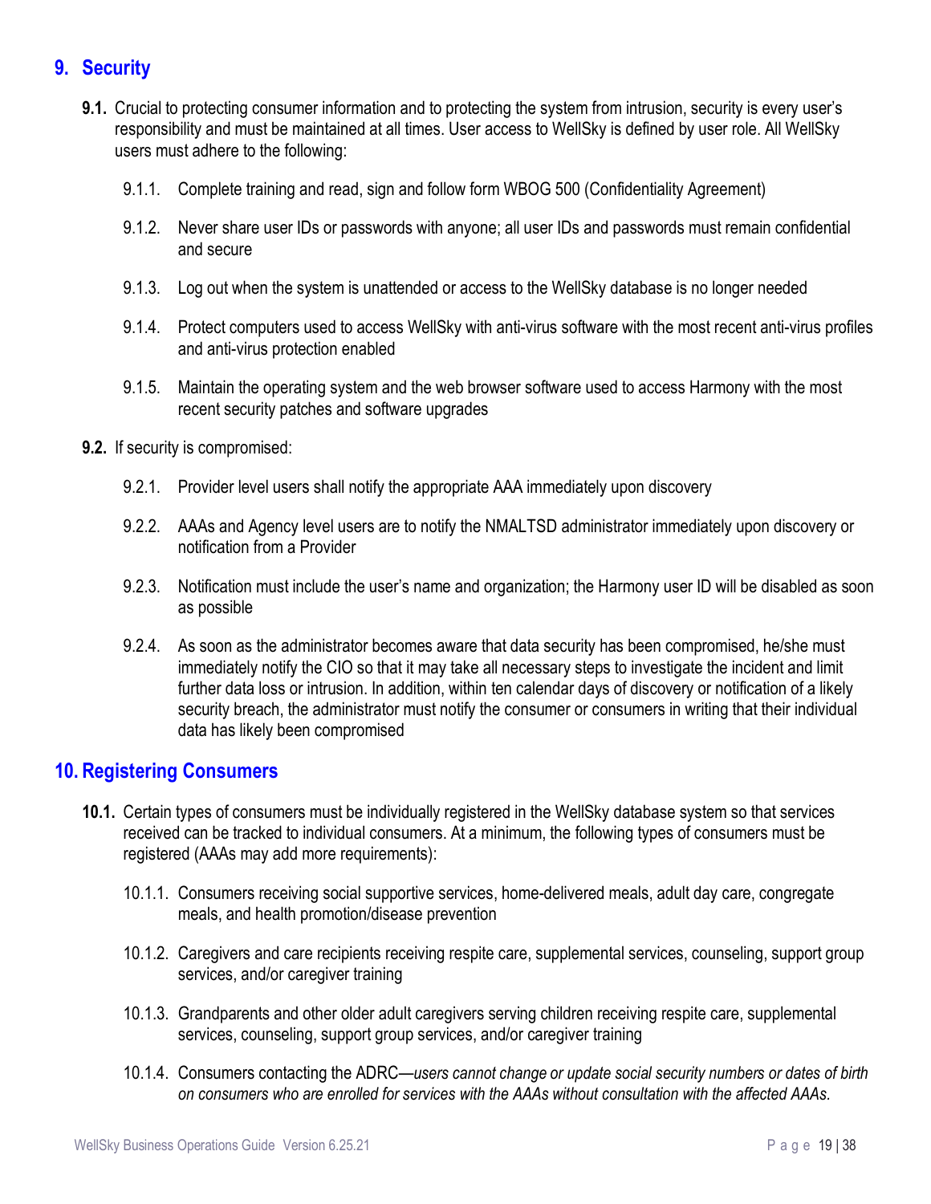## 9. Security

**9.1.** Crucial to protecting consumer information and to protecting the system from intrusion, security is every user's responsibility and must be maintained at all times. User access to WellSky is defined by user role. All WellSky users must adhere to the following:

9.1.1. Complete training and read, sign and follow form WBOG 500 (Confidentiality Agreement)

9.1.2. Never share user IDs or passwords with anyone; all user IDs and passwords must remain confidential and secure

9.1.3. Log out when the system is unattended or access to the WellSky database is no longer needed

9.1.4. Protect computers used to access WellSky with anti-virus software with the most recent anti-virus profiles and anti-virus protection enabled

9.1.5. Maintain the operating system and the web browser software used to access Harmony with the most recent security patches and software upgrades

**9.2.** If security is compromised:

9.2.1. Provider level users shall notify the appropriate AAA immediately upon discovery

9.2.2. AAAs and Agency level users are to notify the NMALTSD administrator immediately upon discovery or notification from a Provider

9.2.3. Notification must include the user's name and organization; the Harmony user ID will be disabled as soon as possible

9.2.4. As soon as the administrator becomes aware that data security has been compromised, he/she must immediately notify the CIO so that it may take all necessary steps to investigate the incident and limit further data loss or intrusion. In addition, within ten calendar days of discovery or notification of a likely security breach, the administrator must notify the consumer or consumers in writing that their individual data has likely been compromised

## 10. Registering Consumers

**10.1.** Certain types of consumers must be individually registered in the WellSky database system so that services received can be tracked to individual consumers. At a minimum, the following types of consumers must be registered (AAAs may add more requirements):

10.1.1. Consumers receiving social supportive services, home-delivered meals, adult day care, congregate meals, and health promotion/disease prevention

10.1.2. Caregivers and care recipients receiving respite care, supplemental services, counseling, support group services, and/or caregiver training

10.1.3. Grandparents and other older adult caregivers serving children receiving respite care, supplemental services, counseling, support group services, and/or caregiver training

10.1.4. Consumers contacting the ADRC—*users cannot change or update social security numbers or dates of birth on consumers who are enrolled for services with the AAAs without consultation with the affected AAAs.*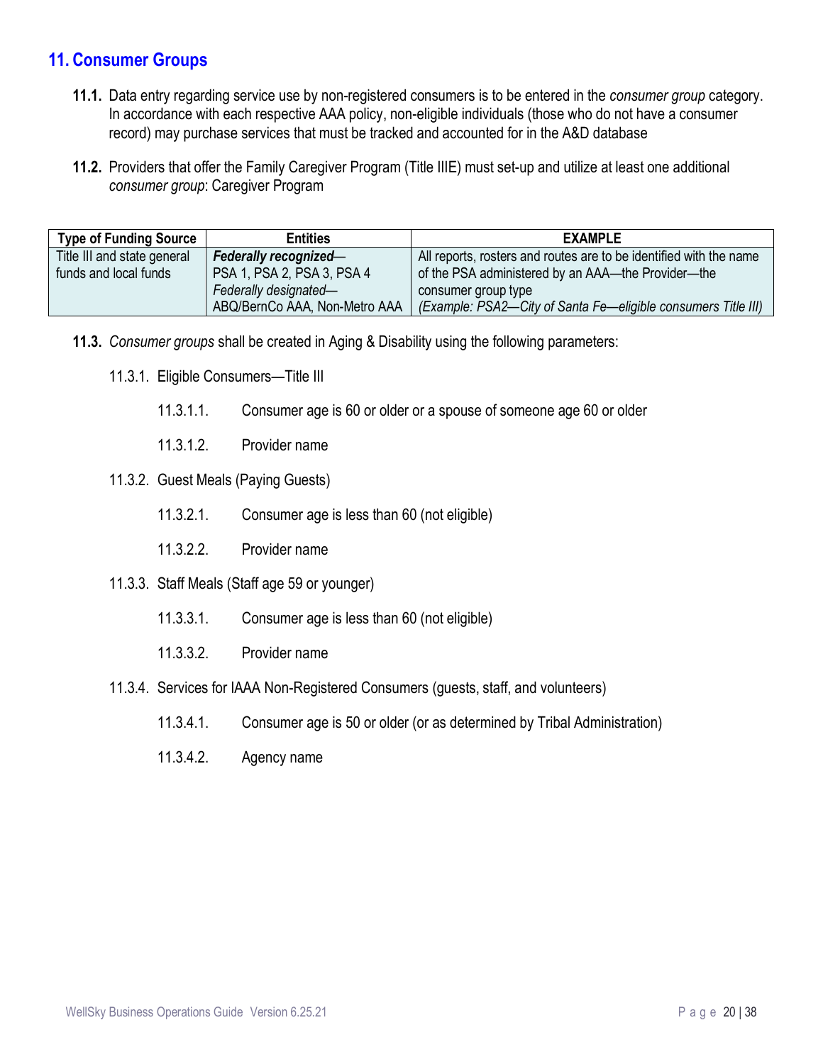## 11. Consumer Groups

**11.1.** Data entry regarding service use by non-registered consumers is to be entered in the *consumer group* category. In accordance with each respective AAA policy, non-eligible individuals (those who do not have a consumer record) may purchase services that must be tracked and accounted for in the A&D database

**11.2.** Providers that offer the Family Caregiver Program (Title IIIE) must set-up and utilize at least one additional *consumer group*: Caregiver Program

| Type of Funding Source | Entities | EXAMPLE |
|---|---|---|
| Title III and state general funds and local funds | ***Federally recognized***— PSA 1, PSA 2, PSA 3, PSA 4 *Federally designated*— ABQ/BernCo AAA, Non-Metro AAA | All reports, rosters and routes are to be identified with the name of the PSA administered by an AAA—the Provider—the consumer group type *(Example: PSA2—City of Santa Fe—eligible consumers Title III)* |

**11.3.** *Consumer groups* shall be created in Aging & Disability using the following parameters:

11.3.1. Eligible Consumers—Title III

11.3.1.1. Consumer age is 60 or older or a spouse of someone age 60 or older

11.3.1.2. Provider name

11.3.2. Guest Meals (Paying Guests)

11.3.2.1. Consumer age is less than 60 (not eligible)

11.3.2.2. Provider name

11.3.3. Staff Meals (Staff age 59 or younger)

11.3.3.1. Consumer age is less than 60 (not eligible)

11.3.3.2. Provider name

11.3.4. Services for IAAA Non-Registered Consumers (guests, staff, and volunteers)

11.3.4.1. Consumer age is 50 or older (or as determined by Tribal Administration)

11.3.4.2. Agency name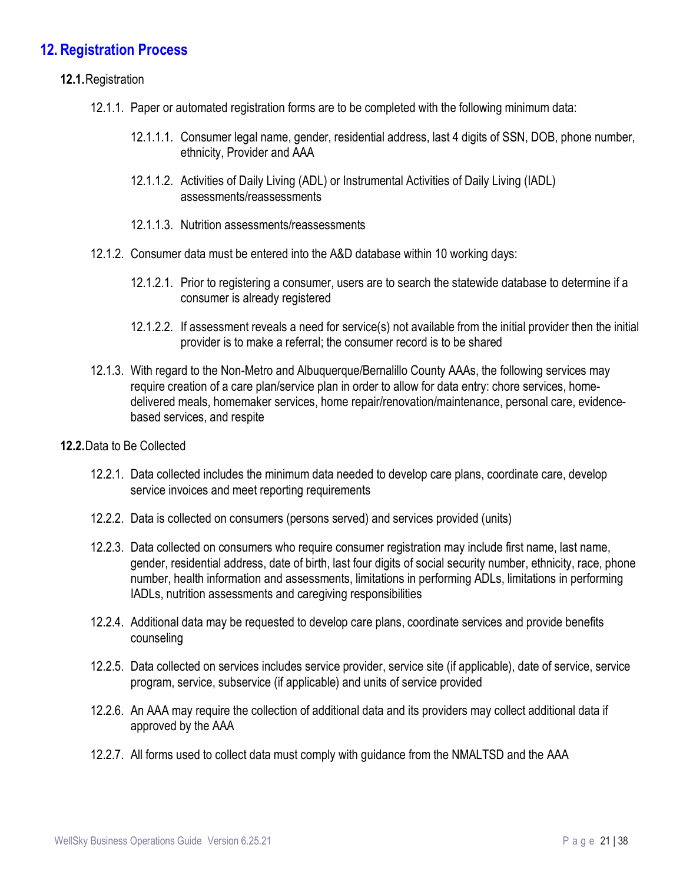## 12. Registration Process

**12.1.** Registration

12.1.1. Paper or automated registration forms are to be completed with the following minimum data:

12.1.1.1. Consumer legal name, gender, residential address, last 4 digits of SSN, DOB, phone number, ethnicity, Provider and AAA

12.1.1.2. Activities of Daily Living (ADL) or Instrumental Activities of Daily Living (IADL) assessments/reassessments

12.1.1.3. Nutrition assessments/reassessments

12.1.2. Consumer data must be entered into the A&D database within 10 working days:

12.1.2.1. Prior to registering a consumer, users are to search the statewide database to determine if a consumer is already registered

12.1.2.2. If assessment reveals a need for service(s) not available from the initial provider then the initial provider is to make a referral; the consumer record is to be shared

12.1.3. With regard to the Non-Metro and Albuquerque/Bernalillo County AAAs, the following services may require creation of a care plan/service plan in order to allow for data entry: chore services, home-delivered meals, homemaker services, home repair/renovation/maintenance, personal care, evidence-based services, and respite

**12.2.** Data to Be Collected

12.2.1. Data collected includes the minimum data needed to develop care plans, coordinate care, develop service invoices and meet reporting requirements

12.2.2. Data is collected on consumers (persons served) and services provided (units)

12.2.3. Data collected on consumers who require consumer registration may include first name, last name, gender, residential address, date of birth, last four digits of social security number, ethnicity, race, phone number, health information and assessments, limitations in performing ADLs, limitations in performing IADLs, nutrition assessments and caregiving responsibilities

12.2.4. Additional data may be requested to develop care plans, coordinate services and provide benefits counseling

12.2.5. Data collected on services includes service provider, service site (if applicable), date of service, service program, service, subservice (if applicable) and units of service provided

12.2.6. An AAA may require the collection of additional data and its providers may collect additional data if approved by the AAA

12.2.7. All forms used to collect data must comply with guidance from the NMALTSD and the AAA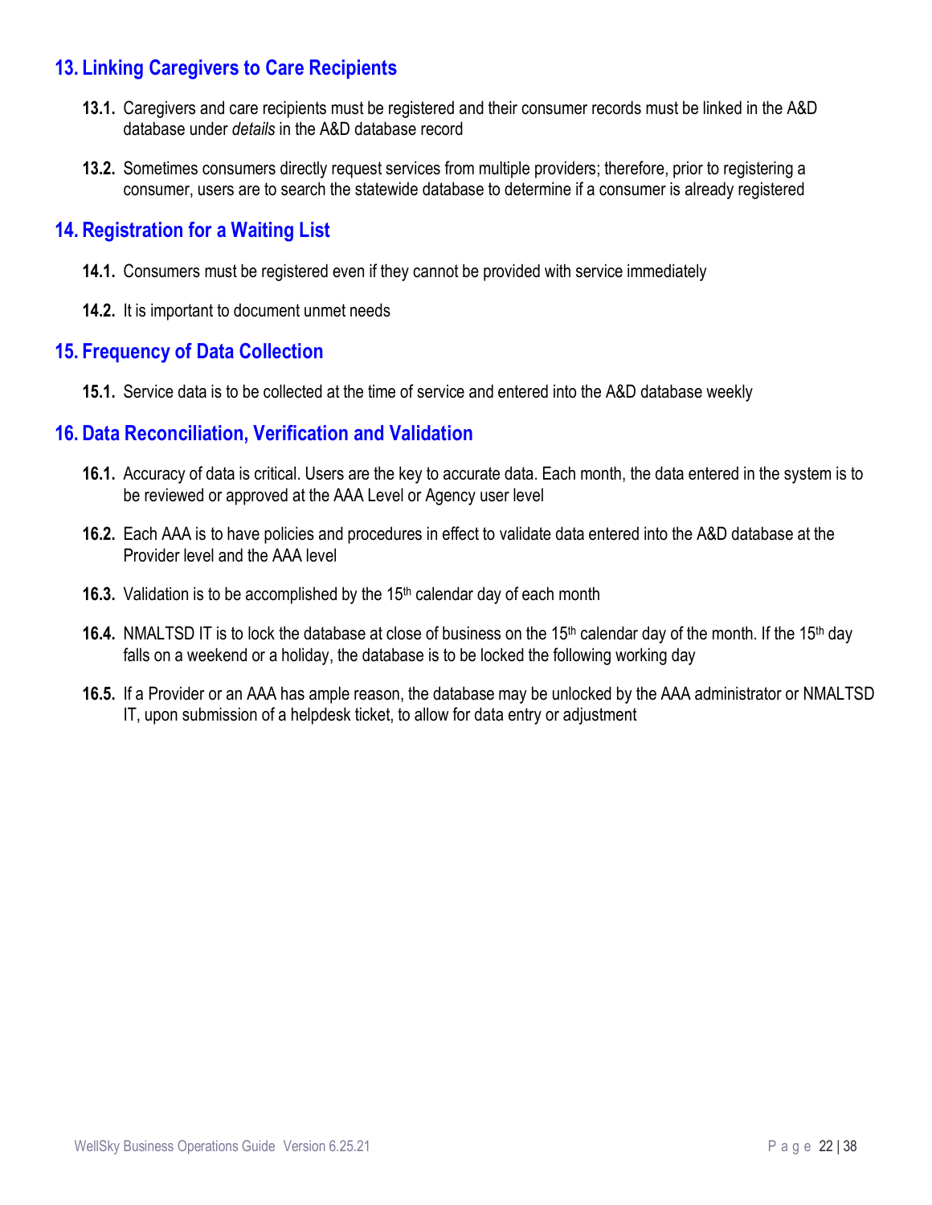## 13. Linking Caregivers to Care Recipients

**13.1.** Caregivers and care recipients must be registered and their consumer records must be linked in the A&D database under *details* in the A&D database record

**13.2.** Sometimes consumers directly request services from multiple providers; therefore, prior to registering a consumer, users are to search the statewide database to determine if a consumer is already registered

## 14. Registration for a Waiting List

**14.1.** Consumers must be registered even if they cannot be provided with service immediately

**14.2.** It is important to document unmet needs

## 15. Frequency of Data Collection

**15.1.** Service data is to be collected at the time of service and entered into the A&D database weekly

## 16. Data Reconciliation, Verification and Validation

**16.1.** Accuracy of data is critical. Users are the key to accurate data. Each month, the data entered in the system is to be reviewed or approved at the AAA Level or Agency user level

**16.2.** Each AAA is to have policies and procedures in effect to validate data entered into the A&D database at the Provider level and the AAA level

**16.3.** Validation is to be accomplished by the 15th calendar day of each month

**16.4.** NMALTSD IT is to lock the database at close of business on the 15th calendar day of the month. If the 15th day falls on a weekend or a holiday, the database is to be locked the following working day

**16.5.** If a Provider or an AAA has ample reason, the database may be unlocked by the AAA administrator or NMALTSD IT, upon submission of a helpdesk ticket, to allow for data entry or adjustment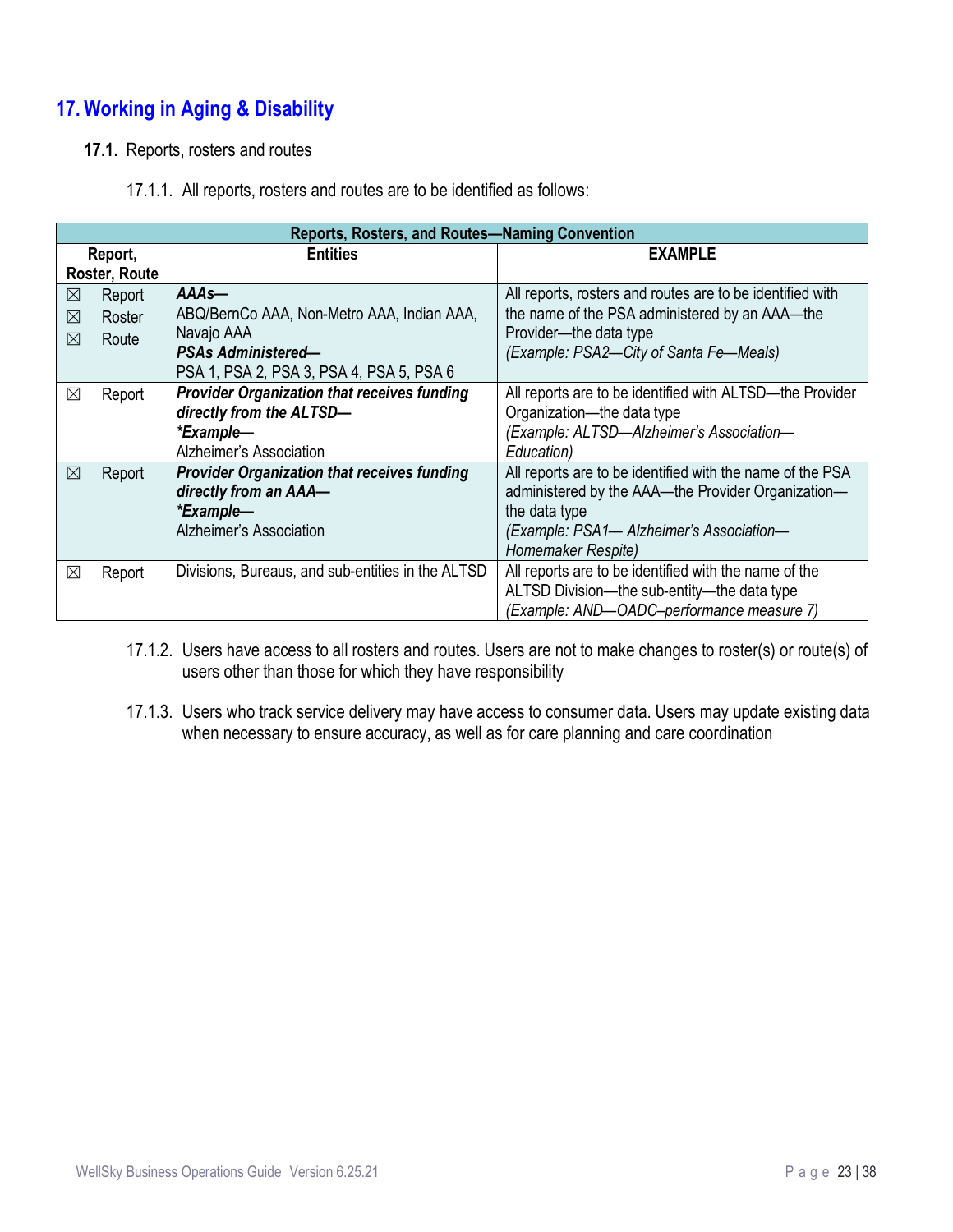# 17. Working in Aging & Disability

## 17.1. Reports, rosters and routes

17.1.1. All reports, rosters and routes are to be identified as follows:

| Reports, Rosters, and Routes—Naming Convention | | |
|---|---|---|
| **Report, Roster, Route** | **Entities** | **EXAMPLE** |
| ☒ Report<br>☒ Roster<br>☒ Route | ***AAAs—***<br>ABQ/BernCo AAA, Non-Metro AAA, Indian AAA, Navajo AAA<br>***PSAs Administered—***<br>PSA 1, PSA 2, PSA 3, PSA 4, PSA 5, PSA 6 | All reports, rosters and routes are to be identified with the name of the PSA administered by an AAA—the Provider—the data type<br>*(Example: PSA2—City of Santa Fe—Meals)* |
| ☒ Report | ***Provider Organization that receives funding directly from the ALTSD—***<br>***\*Example—***<br>Alzheimer's Association | All reports are to be identified with ALTSD—the Provider Organization—the data type<br>*(Example: ALTSD—Alzheimer's Association—Education)* |
| ☒ Report | ***Provider Organization that receives funding directly from an AAA—***<br>***\*Example—***<br>Alzheimer's Association | All reports are to be identified with the name of the PSA administered by the AAA—the Provider Organization—the data type<br>*(Example: PSA1— Alzheimer's Association—Homemaker Respite)* |
| ☒ Report | Divisions, Bureaus, and sub-entities in the ALTSD | All reports are to be identified with the name of the ALTSD Division—the sub-entity—the data type<br>*(Example: AND—OADC–performance measure 7)* |

17.1.2. Users have access to all rosters and routes. Users are not to make changes to roster(s) or route(s) of users other than those for which they have responsibility

17.1.3. Users who track service delivery may have access to consumer data. Users may update existing data when necessary to ensure accuracy, as well as for care planning and care coordination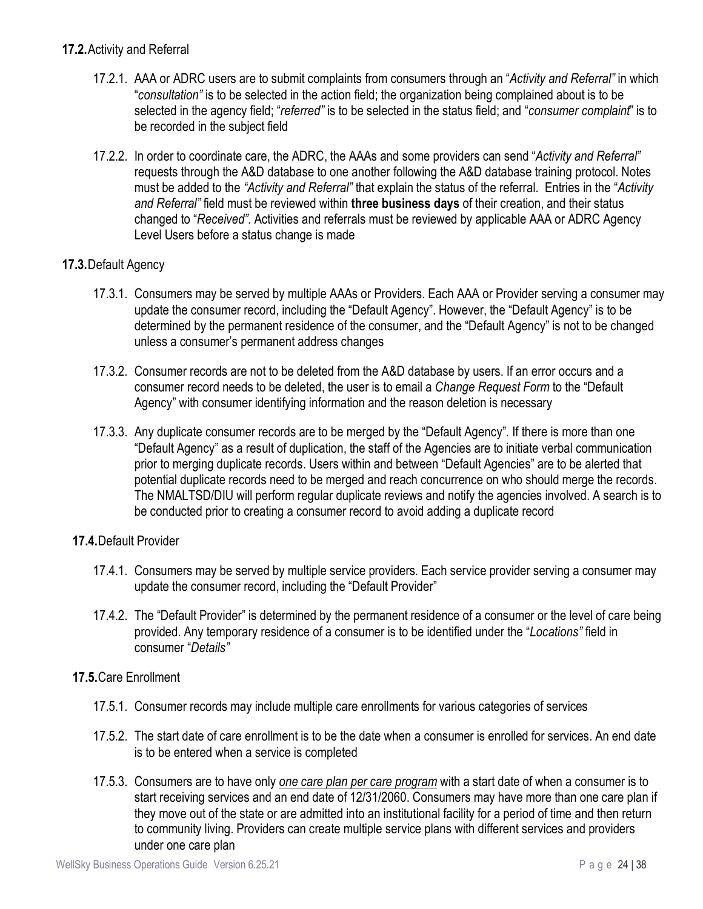**17.2.** Activity and Referral

17.2.1. AAA or ADRC users are to submit complaints from consumers through an "*Activity and Referral"* in which "*consultation"* is to be selected in the action field; the organization being complained about is to be selected in the agency field; "*referred"* is to be selected in the status field; and "*consumer complaint*" is to be recorded in the subject field

17.2.2. In order to coordinate care, the ADRC, the AAAs and some providers can send "*Activity and Referral"* requests through the A&D database to one another following the A&D database training protocol. Notes must be added to the *"Activity and Referral"* that explain the status of the referral. Entries in the "*Activity and Referral"* field must be reviewed within **three business days** of their creation, and their status changed to "*Received".* Activities and referrals must be reviewed by applicable AAA or ADRC Agency Level Users before a status change is made

**17.3.** Default Agency

17.3.1. Consumers may be served by multiple AAAs or Providers. Each AAA or Provider serving a consumer may update the consumer record, including the "Default Agency". However, the "Default Agency" is to be determined by the permanent residence of the consumer, and the "Default Agency" is not to be changed unless a consumer's permanent address changes

17.3.2. Consumer records are not to be deleted from the A&D database by users. If an error occurs and a consumer record needs to be deleted, the user is to email a *Change Request Form* to the "Default Agency" with consumer identifying information and the reason deletion is necessary

17.3.3. Any duplicate consumer records are to be merged by the "Default Agency". If there is more than one "Default Agency" as a result of duplication, the staff of the Agencies are to initiate verbal communication prior to merging duplicate records. Users within and between "Default Agencies" are to be alerted that potential duplicate records need to be merged and reach concurrence on who should merge the records. The NMALTSD/DIU will perform regular duplicate reviews and notify the agencies involved. A search is to be conducted prior to creating a consumer record to avoid adding a duplicate record

**17.4.** Default Provider

17.4.1. Consumers may be served by multiple service providers. Each service provider serving a consumer may update the consumer record, including the "Default Provider"

17.4.2. The "Default Provider" is determined by the permanent residence of a consumer or the level of care being provided. Any temporary residence of a consumer is to be identified under the "*Locations"* field in consumer "*Details"*

**17.5.** Care Enrollment

17.5.1. Consumer records may include multiple care enrollments for various categories of services

17.5.2. The start date of care enrollment is to be the date when a consumer is enrolled for services. An end date is to be entered when a service is completed

17.5.3. Consumers are to have only *one care plan per care program* with a start date of when a consumer is to start receiving services and an end date of 12/31/2060. Consumers may have more than one care plan if they move out of the state or are admitted into an institutional facility for a period of time and then return to community living. Providers can create multiple service plans with different services and providers under one care plan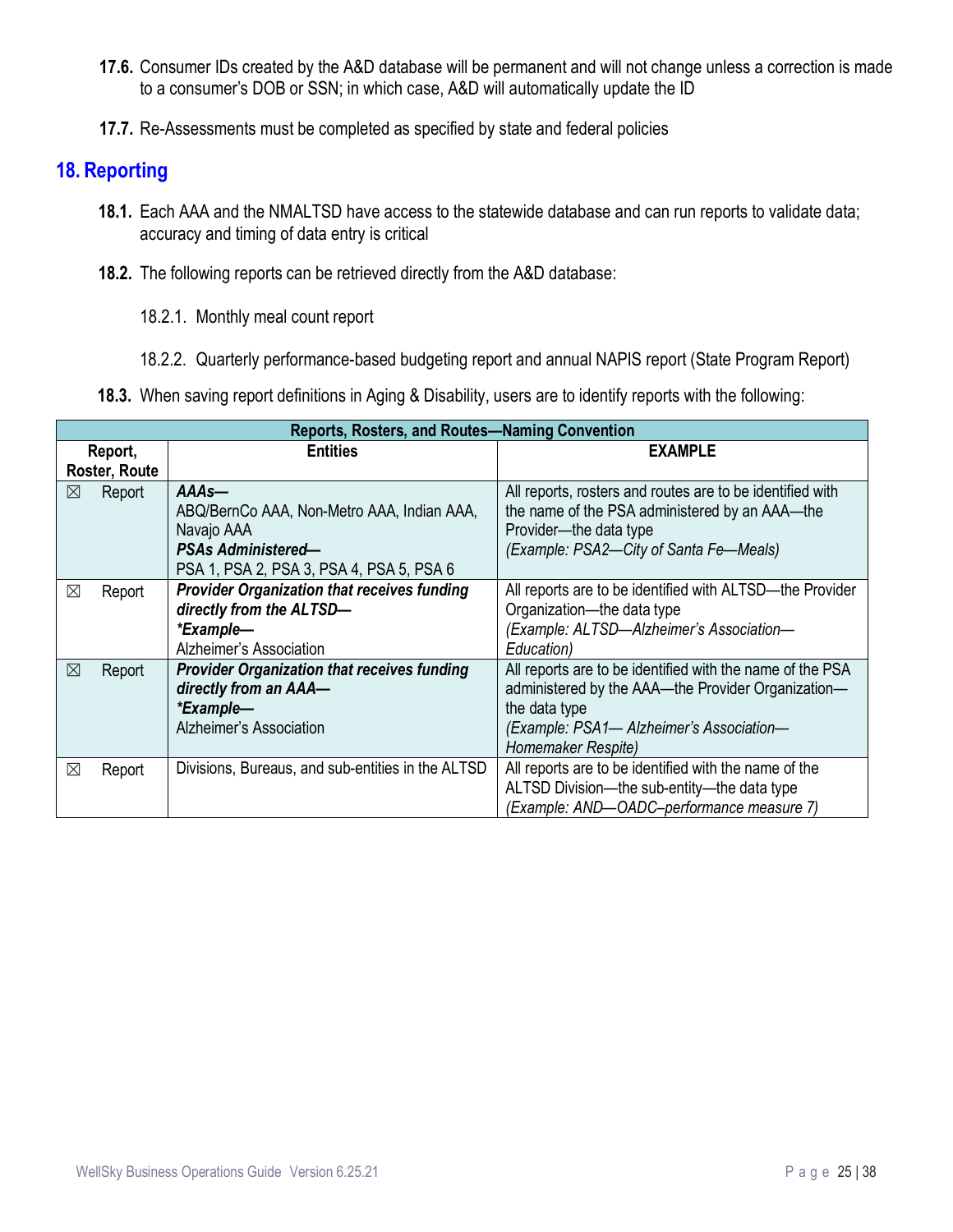**17.6.** Consumer IDs created by the A&D database will be permanent and will not change unless a correction is made to a consumer's DOB or SSN; in which case, A&D will automatically update the ID

**17.7.** Re-Assessments must be completed as specified by state and federal policies

## 18. Reporting

**18.1.** Each AAA and the NMALTSD have access to the statewide database and can run reports to validate data; accuracy and timing of data entry is critical

**18.2.** The following reports can be retrieved directly from the A&D database:

18.2.1. Monthly meal count report

18.2.2. Quarterly performance-based budgeting report and annual NAPIS report (State Program Report)

**18.3.** When saving report definitions in Aging & Disability, users are to identify reports with the following:

| **Reports, Rosters, and Routes—Naming Convention** | | |
|---|---|---|
| **Report, Roster, Route** | **Entities** | **EXAMPLE** |
| ☒ Report | ***AAAs—***<br>ABQ/BernCo AAA, Non-Metro AAA, Indian AAA, Navajo AAA<br>***PSAs Administered—***<br>PSA 1, PSA 2, PSA 3, PSA 4, PSA 5, PSA 6 | All reports, rosters and routes are to be identified with the name of the PSA administered by an AAA—the Provider—the data type<br>*(Example: PSA2—City of Santa Fe—Meals)* |
| ☒ Report | ***Provider Organization that receives funding directly from the ALTSD—***<br>***\*Example—***<br>Alzheimer's Association | All reports are to be identified with ALTSD—the Provider Organization—the data type<br>*(Example: ALTSD—Alzheimer's Association—Education)* |
| ☒ Report | ***Provider Organization that receives funding directly from an AAA—***<br>***\*Example—***<br>Alzheimer's Association | All reports are to be identified with the name of the PSA administered by the AAA—the Provider Organization—the data type<br>*(Example: PSA1— Alzheimer's Association—Homemaker Respite)* |
| ☒ Report | Divisions, Bureaus, and sub-entities in the ALTSD | All reports are to be identified with the name of the ALTSD Division—the sub-entity—the data type<br>*(Example: AND—OADC–performance measure 7)* |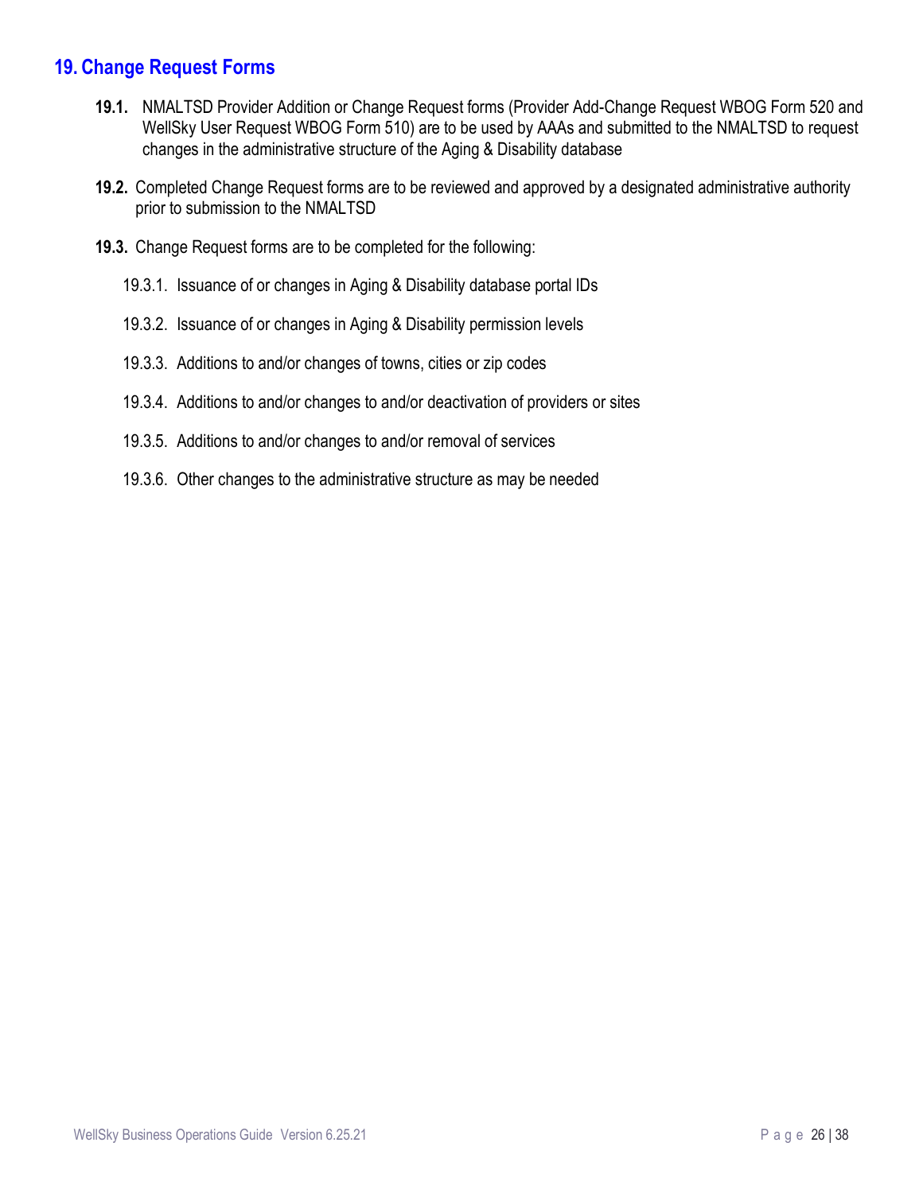## 19. Change Request Forms

**19.1.** NMALTSD Provider Addition or Change Request forms (Provider Add-Change Request WBOG Form 520 and WellSky User Request WBOG Form 510) are to be used by AAAs and submitted to the NMALTSD to request changes in the administrative structure of the Aging & Disability database

**19.2.** Completed Change Request forms are to be reviewed and approved by a designated administrative authority prior to submission to the NMALTSD

**19.3.** Change Request forms are to be completed for the following:

- 19.3.1. Issuance of or changes in Aging & Disability database portal IDs
- 19.3.2. Issuance of or changes in Aging & Disability permission levels
- 19.3.3. Additions to and/or changes of towns, cities or zip codes
- 19.3.4. Additions to and/or changes to and/or deactivation of providers or sites
- 19.3.5. Additions to and/or changes to and/or removal of services
- 19.3.6. Other changes to the administrative structure as may be needed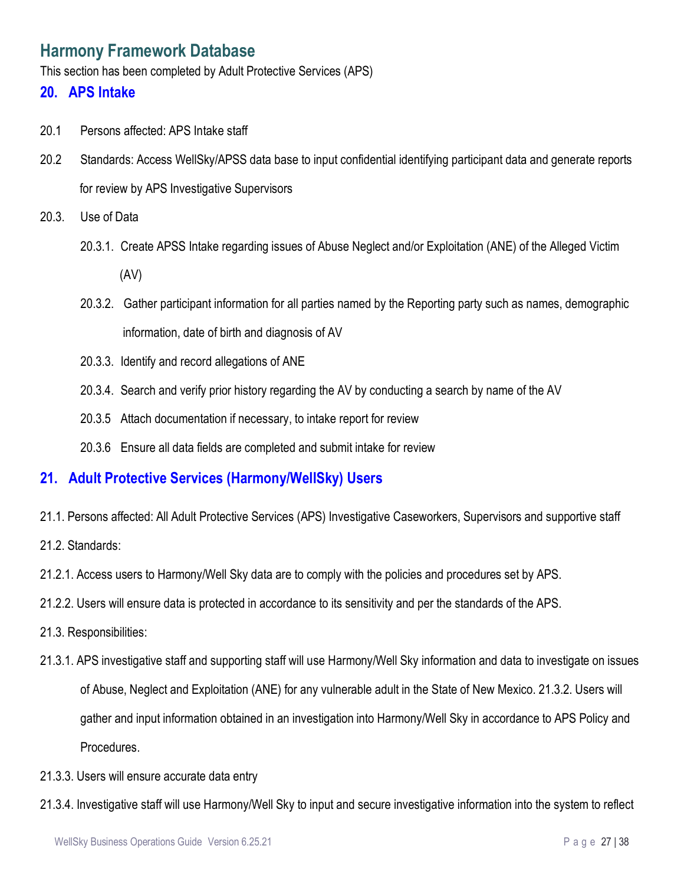# Harmony Framework Database

This section has been completed by Adult Protective Services (APS)

## 20. APS Intake

20.1 Persons affected: APS Intake staff

20.2 Standards: Access WellSky/APSS data base to input confidential identifying participant data and generate reports for review by APS Investigative Supervisors

20.3. Use of Data

- 20.3.1. Create APSS Intake regarding issues of Abuse Neglect and/or Exploitation (ANE) of the Alleged Victim (AV)
- 20.3.2. Gather participant information for all parties named by the Reporting party such as names, demographic information, date of birth and diagnosis of AV
- 20.3.3. Identify and record allegations of ANE
- 20.3.4. Search and verify prior history regarding the AV by conducting a search by name of the AV
- 20.3.5 Attach documentation if necessary, to intake report for review
- 20.3.6 Ensure all data fields are completed and submit intake for review

## 21. Adult Protective Services (Harmony/WellSky) Users

21.1. Persons affected: All Adult Protective Services (APS) Investigative Caseworkers, Supervisors and supportive staff

21.2. Standards:

21.2.1. Access users to Harmony/Well Sky data are to comply with the policies and procedures set by APS.

21.2.2. Users will ensure data is protected in accordance to its sensitivity and per the standards of the APS.

21.3. Responsibilities:

21.3.1. APS investigative staff and supporting staff will use Harmony/Well Sky information and data to investigate on issues of Abuse, Neglect and Exploitation (ANE) for any vulnerable adult in the State of New Mexico. 21.3.2. Users will gather and input information obtained in an investigation into Harmony/Well Sky in accordance to APS Policy and Procedures.

21.3.3. Users will ensure accurate data entry

21.3.4. Investigative staff will use Harmony/Well Sky to input and secure investigative information into the system to reflect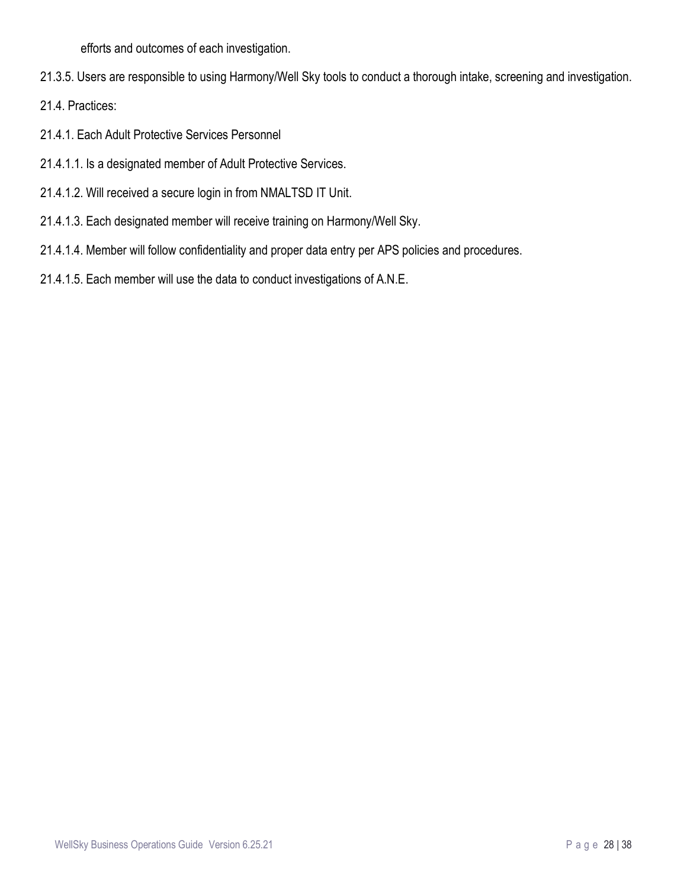efforts and outcomes of each investigation.

21.3.5. Users are responsible to using Harmony/Well Sky tools to conduct a thorough intake, screening and investigation.

21.4. Practices:

21.4.1. Each Adult Protective Services Personnel

21.4.1.1. Is a designated member of Adult Protective Services.

21.4.1.2. Will received a secure login in from NMALTSD IT Unit.

21.4.1.3. Each designated member will receive training on Harmony/Well Sky.

21.4.1.4. Member will follow confidentiality and proper data entry per APS policies and procedures.

21.4.1.5. Each member will use the data to conduct investigations of A.N.E.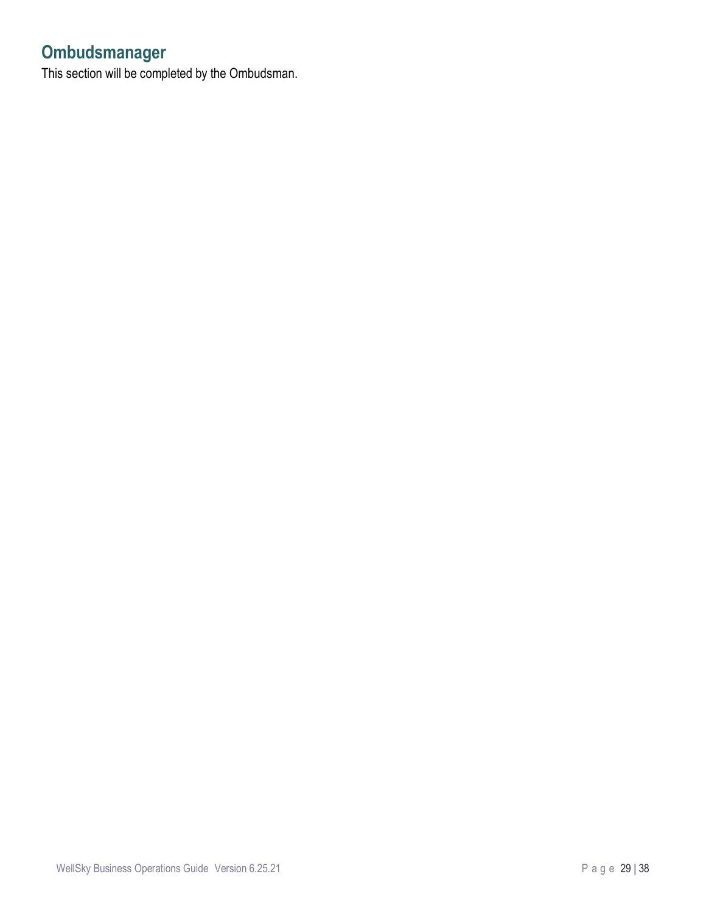## Ombudsmanager

This section will be completed by the Ombudsman.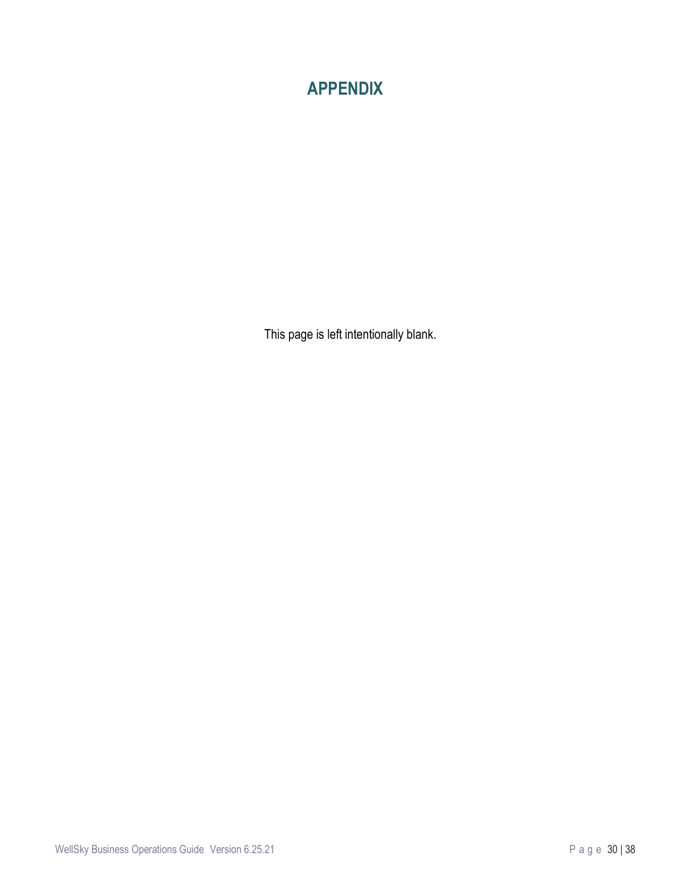# APPENDIX

This page is left intentionally blank.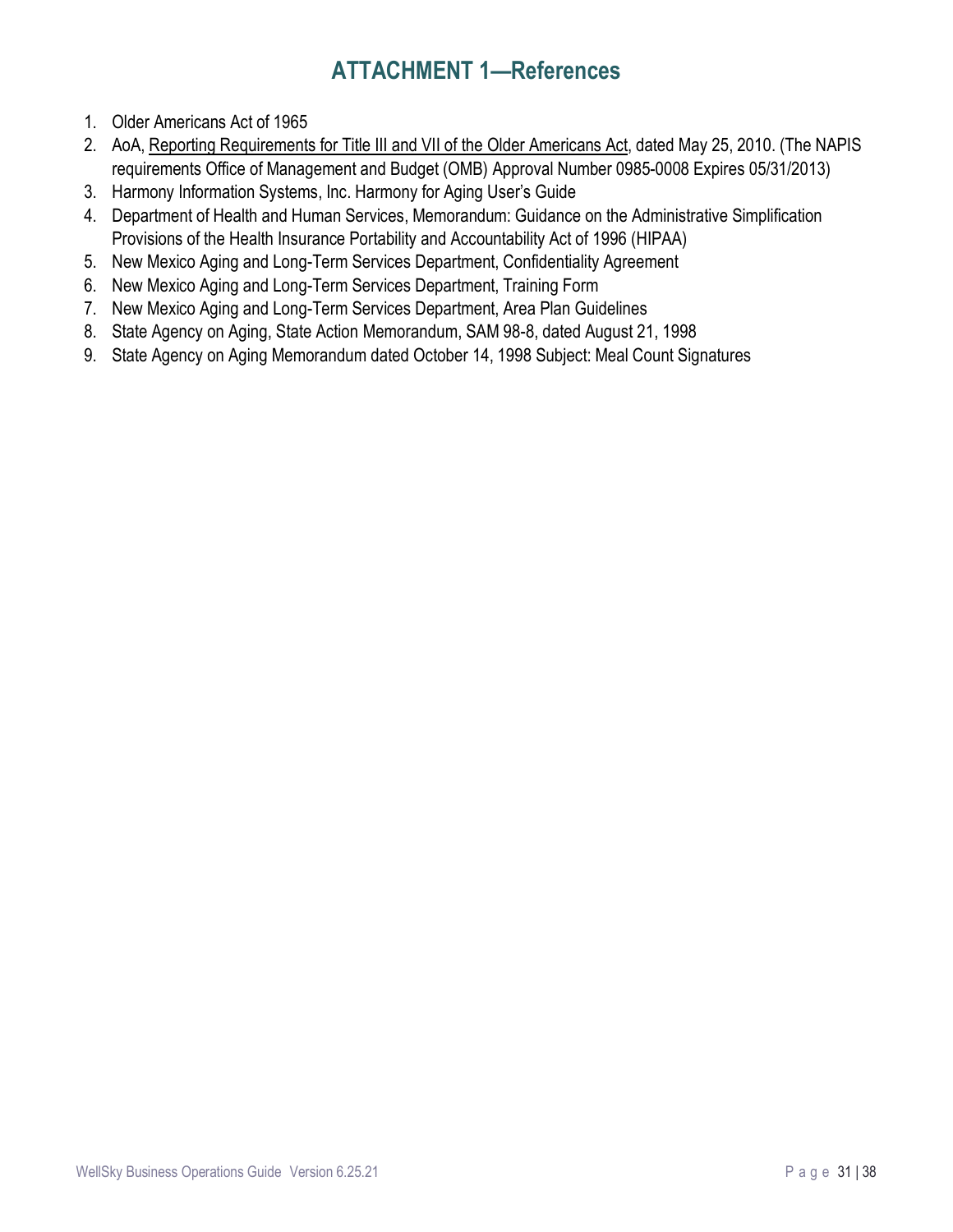# ATTACHMENT 1—References

1. Older Americans Act of 1965
2. AoA, Reporting Requirements for Title III and VII of the Older Americans Act, dated May 25, 2010. (The NAPIS requirements Office of Management and Budget (OMB) Approval Number 0985-0008 Expires 05/31/2013)
3. Harmony Information Systems, Inc. Harmony for Aging User's Guide
4. Department of Health and Human Services, Memorandum: Guidance on the Administrative Simplification Provisions of the Health Insurance Portability and Accountability Act of 1996 (HIPAA)
5. New Mexico Aging and Long-Term Services Department, Confidentiality Agreement
6. New Mexico Aging and Long-Term Services Department, Training Form
7. New Mexico Aging and Long-Term Services Department, Area Plan Guidelines
8. State Agency on Aging, State Action Memorandum, SAM 98-8, dated August 21, 1998
9. State Agency on Aging Memorandum dated October 14, 1998 Subject: Meal Count Signatures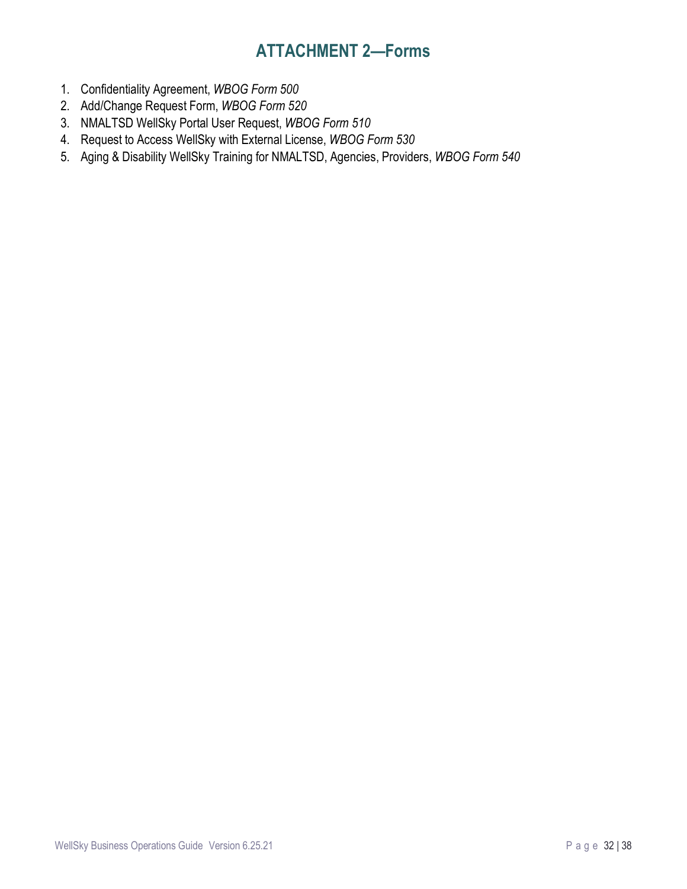# ATTACHMENT 2—Forms

1. Confidentiality Agreement, *WBOG Form 500*
2. Add/Change Request Form, *WBOG Form 520*
3. NMALTSD WellSky Portal User Request, *WBOG Form 510*
4. Request to Access WellSky with External License, *WBOG Form 530*
5. Aging & Disability WellSky Training for NMALTSD, Agencies, Providers, *WBOG Form 540*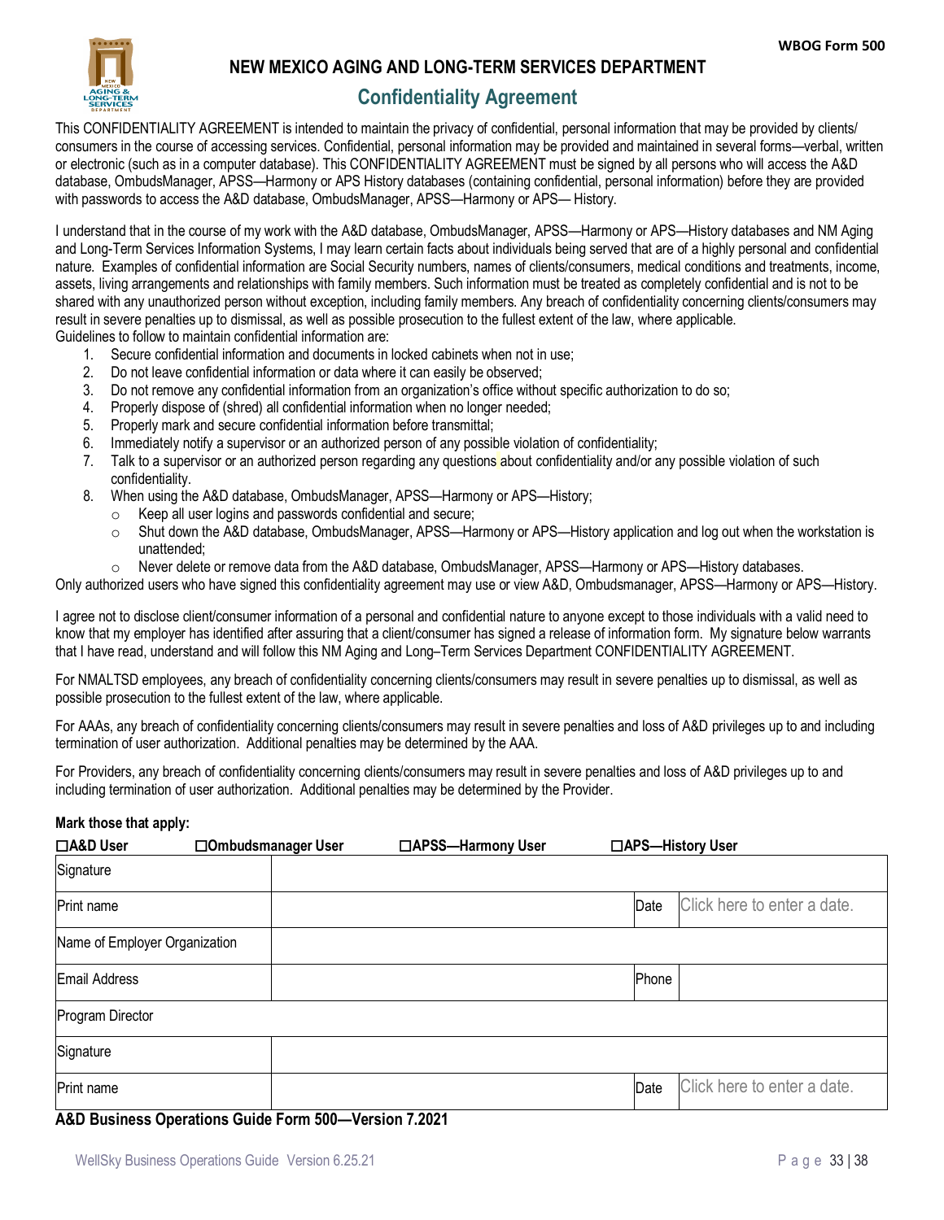WBOG Form 500

# NEW MEXICO AGING AND LONG-TERM SERVICES DEPARTMENT

## Confidentiality Agreement

This CONFIDENTIALITY AGREEMENT is intended to maintain the privacy of confidential, personal information that may be provided by clients/consumers in the course of accessing services. Confidential, personal information may be provided and maintained in several forms—verbal, written or electronic (such as in a computer database). This CONFIDENTIALITY AGREEMENT must be signed by all persons who will access the A&D database, OmbudsManager, APSS—Harmony or APS History databases (containing confidential, personal information) before they are provided with passwords to access the A&D database, OmbudsManager, APSS—Harmony or APS— History.

I understand that in the course of my work with the A&D database, OmbudsManager, APSS—Harmony or APS—History databases and NM Aging and Long-Term Services Information Systems, I may learn certain facts about individuals being served that are of a highly personal and confidential nature. Examples of confidential information are Social Security numbers, names of clients/consumers, medical conditions and treatments, income, assets, living arrangements and relationships with family members. Such information must be treated as completely confidential and is not to be shared with any unauthorized person without exception, including family members. Any breach of confidentiality concerning clients/consumers may result in severe penalties up to dismissal, as well as possible prosecution to the fullest extent of the law, where applicable.

Guidelines to follow to maintain confidential information are:

1. Secure confidential information and documents in locked cabinets when not in use;
2. Do not leave confidential information or data where it can easily be observed;
3. Do not remove any confidential information from an organization's office without specific authorization to do so;
4. Properly dispose of (shred) all confidential information when no longer needed;
5. Properly mark and secure confidential information before transmittal;
6. Immediately notify a supervisor or an authorized person of any possible violation of confidentiality;
7. Talk to a supervisor or an authorized person regarding any questions about confidentiality and/or any possible violation of such confidentiality.
8. When using the A&D database, OmbudsManager, APSS—Harmony or APS—History;
   - Keep all user logins and passwords confidential and secure;
   - Shut down the A&D database, OmbudsManager, APSS—Harmony or APS—History application and log out when the workstation is unattended;
   - Never delete or remove data from the A&D database, OmbudsManager, APSS—Harmony or APS—History databases.

Only authorized users who have signed this confidentiality agreement may use or view A&D, Ombudsmanager, APSS—Harmony or APS—History.

I agree not to disclose client/consumer information of a personal and confidential nature to anyone except to those individuals with a valid need to know that my employer has identified after assuring that a client/consumer has signed a release of information form. My signature below warrants that I have read, understand and will follow this NM Aging and Long–Term Services Department CONFIDENTIALITY AGREEMENT.

For NMALTSD employees, any breach of confidentiality concerning clients/consumers may result in severe penalties up to dismissal, as well as possible prosecution to the fullest extent of the law, where applicable.

For AAAs, any breach of confidentiality concerning clients/consumers may result in severe penalties and loss of A&D privileges up to and including termination of user authorization. Additional penalties may be determined by the AAA.

For Providers, any breach of confidentiality concerning clients/consumers may result in severe penalties and loss of A&D privileges up to and including termination of user authorization. Additional penalties may be determined by the Provider.

**Mark those that apply:**

**☐A&D User** **☐Ombudsmanager User** **☐APSS—Harmony User** **☐APS—History User**

| Signature | | | |
|---|---|---|---|
| Print name | | Date | Click here to enter a date. |
| Name of Employer Organization | | | |
| Email Address | | Phone | |
| Program Director | | | |
| Signature | | | |
| Print name | | Date | Click here to enter a date. |

**A&D Business Operations Guide Form 500—Version 7.2021**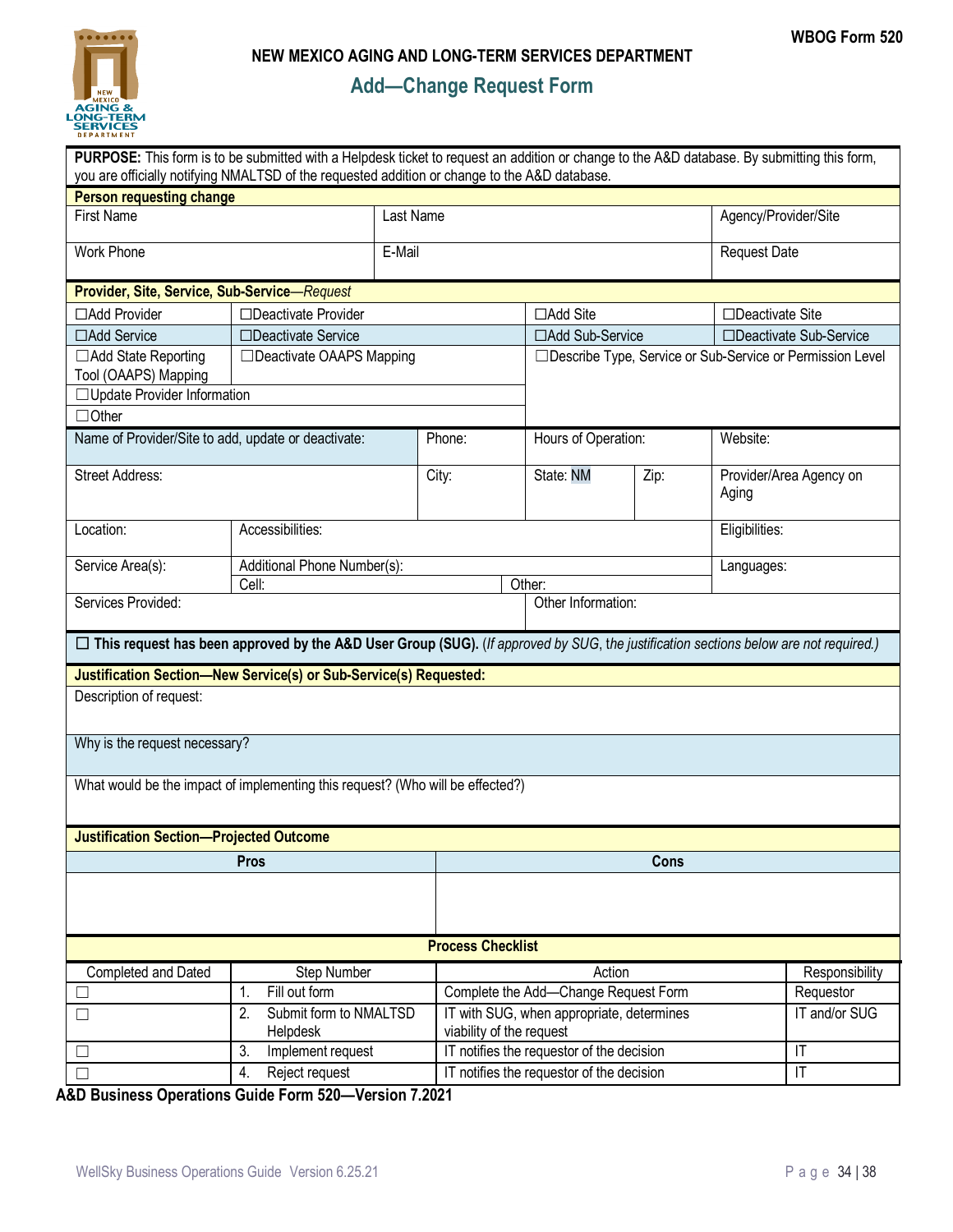WBOG Form 520

NEW MEXICO AGING AND LONG-TERM SERVICES DEPARTMENT

# Add—Change Request Form

**PURPOSE:** This form is to be submitted with a Helpdesk ticket to request an addition or change to the A&D database. By submitting this form, you are officially notifying NMALTSD of the requested addition or change to the A&D database.

**Person requesting change**

| First Name | Last Name | Agency/Provider/Site |
|---|---|---|
| Work Phone | E-Mail | Request Date |

**Provider, Site, Service, Sub-Service—*Request***

| | | | |
|---|---|---|---|
| ☐Add Provider | ☐Deactivate Provider | ☐Add Site | ☐Deactivate Site |
| ☐Add Service | ☐Deactivate Service | ☐Add Sub-Service | ☐Deactivate Sub-Service |
| ☐Add State Reporting Tool (OAAPS) Mapping | ☐Deactivate OAAPS Mapping | ☐Describe Type, Service or Sub-Service or Permission Level | |
| ☐Update Provider Information | | | |
| ☐Other | | | |

| | | | | |
|---|---|---|---|---|
| Name of Provider/Site to add, update or deactivate: | Phone: | Hours of Operation: | | Website: |
| Street Address: | City: | State: NM | Zip: | Provider/Area Agency on Aging |
| Location: | Accessibilities: | | | Eligibilities: |
| Service Area(s): | Additional Phone Number(s): Cell: | Other: | | Languages: |
| Services Provided: | | Other Information: | | |

☐ **This request has been approved by the A&D User Group (SUG).** (*If approved by SUG*, *the justification sections below are not required.*)

**Justification Section—New Service(s) or Sub-Service(s) Requested:**

Description of request:

Why is the request necessary?

What would be the impact of implementing this request? (Who will be effected?)

**Justification Section—Projected Outcome**

| Pros | Cons |
|---|---|
| | |

**Process Checklist**

| Completed and Dated | Step Number | Action | Responsibility |
|---|---|---|---|
| ☐ | 1. Fill out form | Complete the Add—Change Request Form | Requestor |
| ☐ | 2. Submit form to NMALTSD Helpdesk | IT with SUG, when appropriate, determines viability of the request | IT and/or SUG |
| ☐ | 3. Implement request | IT notifies the requestor of the decision | IT |
| ☐ | 4. Reject request | IT notifies the requestor of the decision | IT |

**A&D Business Operations Guide Form 520—Version 7.2021**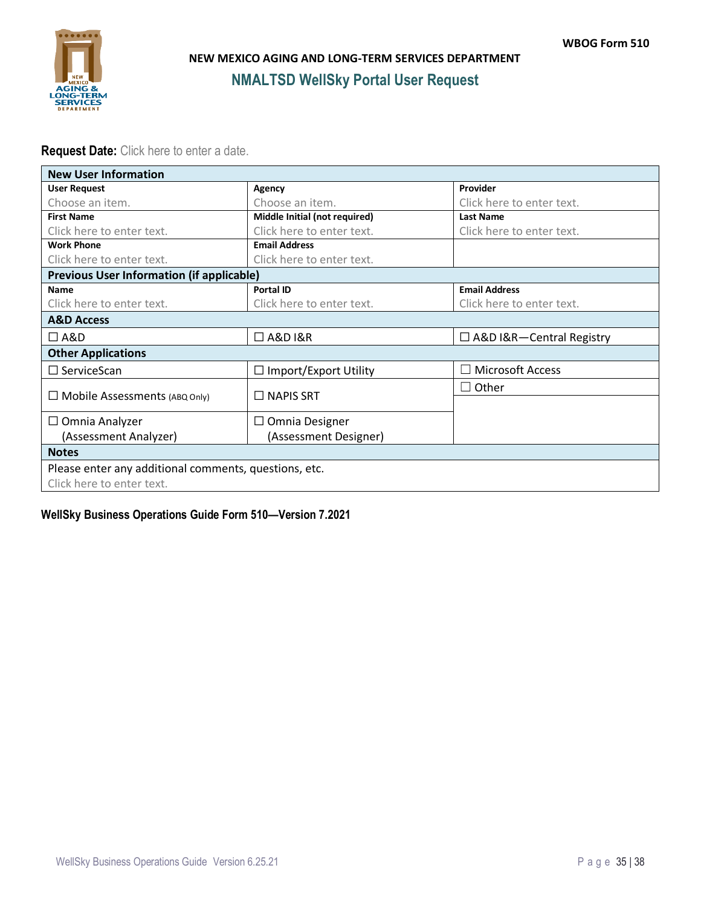WBOG Form 510

**NEW MEXICO AGING AND LONG-TERM SERVICES DEPARTMENT**

## NMALTSD WellSky Portal User Request

**Request Date:** Click here to enter a date.

| New User Information | | |
|---|---|---|
| **User Request**<br>Choose an item. | **Agency**<br>Choose an item. | **Provider**<br>Click here to enter text. |
| **First Name**<br>Click here to enter text. | **Middle Initial (not required)**<br>Click here to enter text. | **Last Name**<br>Click here to enter text. |
| **Work Phone**<br>Click here to enter text. | **Email Address**<br>Click here to enter text. | |
| **Previous User Information (if applicable)** | | |
| **Name**<br>Click here to enter text. | **Portal ID**<br>Click here to enter text. | **Email Address**<br>Click here to enter text. |
| **A&D Access** | | |
| ☐ A&D | ☐ A&D I&R | ☐ A&D I&R—Central Registry |
| **Other Applications** | | |
| ☐ ServiceScan | ☐ Import/Export Utility | ☐ Microsoft Access |
| ☐ Mobile Assessments (ABQ Only) | ☐ NAPIS SRT | ☐ Other |
| ☐ Omnia Analyzer (Assessment Analyzer) | ☐ Omnia Designer (Assessment Designer) | |
| **Notes** | | |
| Please enter any additional comments, questions, etc.<br>Click here to enter text. | | |

**WellSky Business Operations Guide Form 510—Version 7.2021**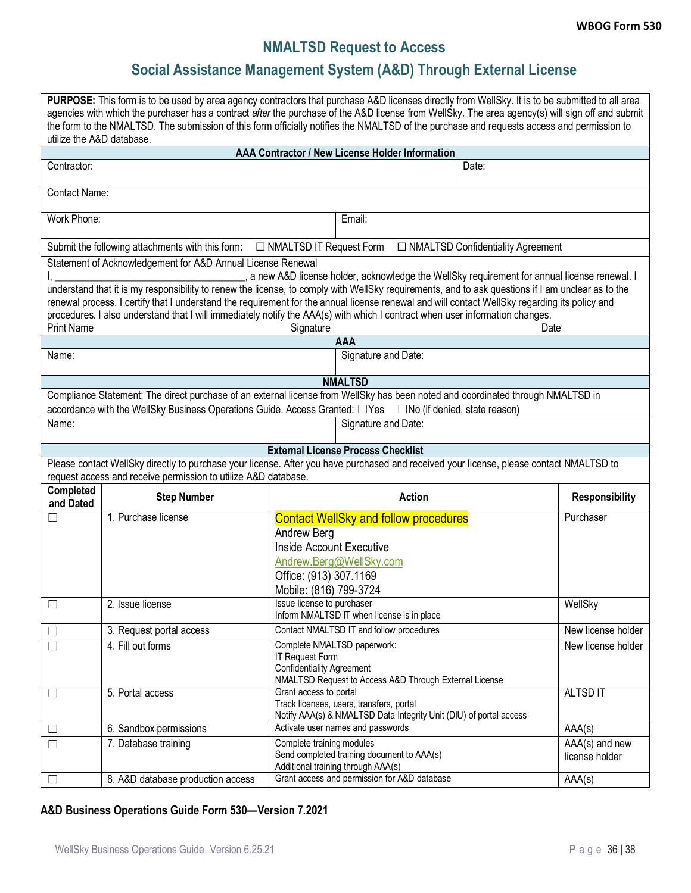**WBOG Form 530**

# NMALTSD Request to Access

## Social Assistance Management System (A&D) Through External License

**PURPOSE:** This form is to be used by area agency contractors that purchase A&D licenses directly from WellSky. It is to be submitted to all area agencies with which the purchaser has a contract *after* the purchase of the A&D license from WellSky. The area agency(s) will sign off and submit the form to the NMALTSD. The submission of this form officially notifies the NMALTSD of the purchase and requests access and permission to utilize the A&D database.

**AAA Contractor / New License Holder Information**

| | |
|---|---|
| Contractor: | Date: |
| Contact Name: | |
| Work Phone: | Email: |

Submit the following attachments with this form: ☐ NMALTSD IT Request Form ☐ NMALTSD Confidentiality Agreement

Statement of Acknowledgement for A&D Annual License Renewal

I, ___________________________________, a new A&D license holder, acknowledge the WellSky requirement for annual license renewal. I understand that it is my responsibility to renew the license, to comply with WellSky requirements, and to ask questions if I am unclear as to the renewal process. I certify that I understand the requirement for the annual license renewal and will contact WellSky regarding its policy and procedures. I also understand that I will immediately notify the AAA(s) with which I contract when user information changes.

Print Name  Signature  Date

**AAA**

| | |
|---|---|
| Name: | Signature and Date: |

**NMALTSD**

Compliance Statement: The direct purchase of an external license from WellSky has been noted and coordinated through NMALTSD in accordance with the WellSky Business Operations Guide. Access Granted: ☐Yes ☐No (if denied, state reason)

| | |
|---|---|
| Name: | Signature and Date: |

**External License Process Checklist**

Please contact WellSky directly to purchase your license. After you have purchased and received your license, please contact NMALTSD to request access and receive permission to utilize A&D database.

| Completed and Dated | Step Number | Action | Responsibility |
|---|---|---|---|
| ☐ | 1. Purchase license | Contact WellSky and follow procedures<br>Andrew Berg<br>Inside Account Executive<br>Andrew.Berg@WellSky.com<br>Office: (913) 307.1169<br>Mobile: (816) 799-3724 | Purchaser |
| ☐ | 2. Issue license | Issue license to purchaser<br>Inform NMALTSD IT when license is in place | WellSky |
| ☐ | 3. Request portal access | Contact NMALTSD IT and follow procedures | New license holder |
| ☐ | 4. Fill out forms | Complete NMALTSD paperwork:<br>IT Request Form<br>Confidentiality Agreement<br>NMALTSD Request to Access A&D Through External License | New license holder |
| ☐ | 5. Portal access | Grant access to portal<br>Track licenses, users, transfers, portal<br>Notify AAA(s) & NMALTSD Data Integrity Unit (DIU) of portal access | ALTSD IT |
| ☐ | 6. Sandbox permissions | Activate user names and passwords | AAA(s) |
| ☐ | 7. Database training | Complete training modules<br>Send completed training document to AAA(s)<br>Additional training through AAA(s) | AAA(s) and new license holder |
| ☐ | 8. A&D database production access | Grant access and permission for A&D database | AAA(s) |

**A&D Business Operations Guide Form 530—Version 7.2021**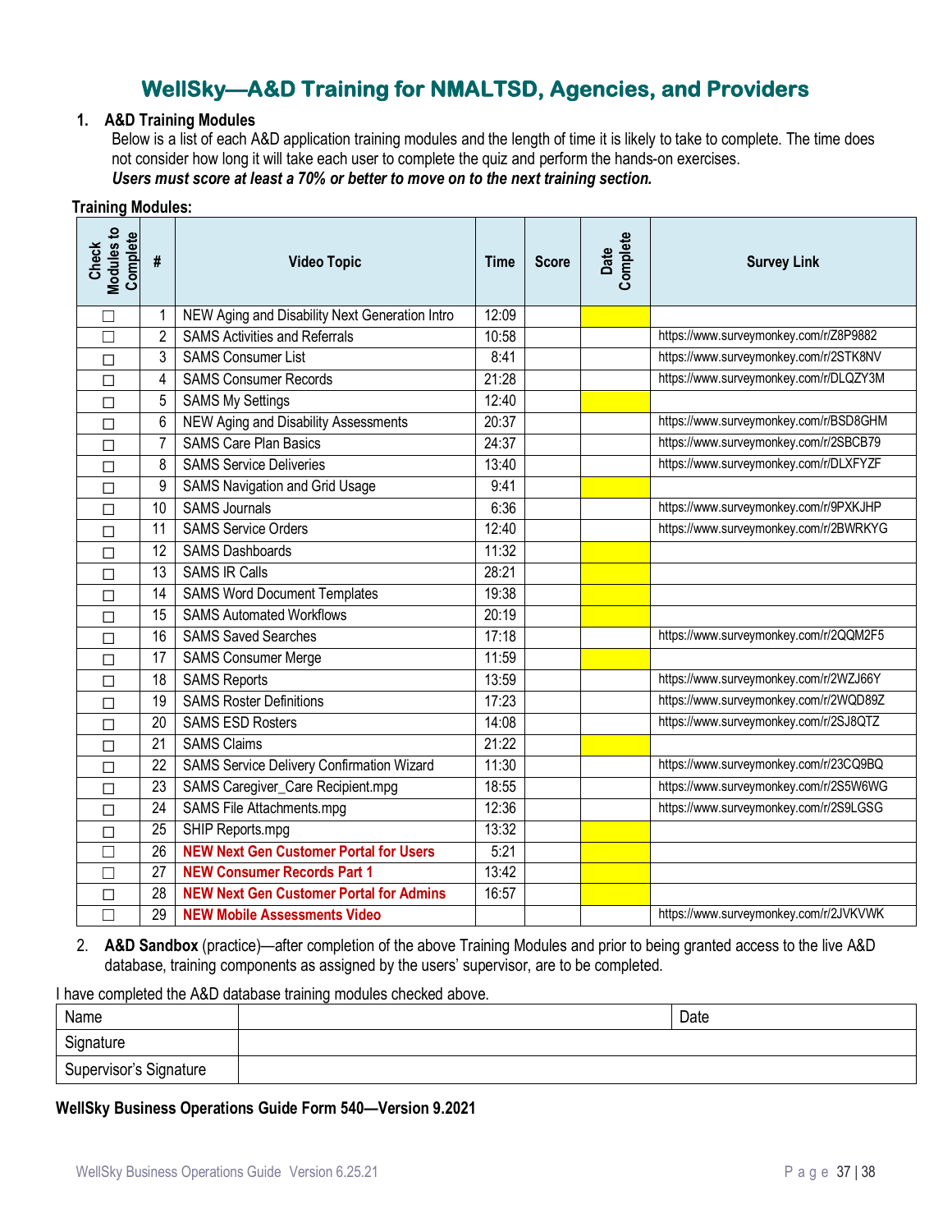# WellSky—A&D Training for NMALTSD, Agencies, and Providers

1. **A&D Training Modules**
   Below is a list of each A&D application training modules and the length of time it is likely to take to complete. The time does not consider how long it will take each user to complete the quiz and perform the hands-on exercises.
   ***Users must score at least a 70% or better to move on to the next training section.***

**Training Modules:**

| Check Modules to Complete | # | Video Topic | Time | Score | Date Complete | Survey Link |
|---|---|---|---|---|---|---|
| ☐ | 1 | NEW Aging and Disability Next Generation Intro | 12:09 | | | |
| ☐ | 2 | SAMS Activities and Referrals | 10:58 | | | https://www.surveymonkey.com/r/Z8P9882 |
| ☐ | 3 | SAMS Consumer List | 8:41 | | | https://www.surveymonkey.com/r/2STK8NV |
| ☐ | 4 | SAMS Consumer Records | 21:28 | | | https://www.surveymonkey.com/r/DLQZY3M |
| ☐ | 5 | SAMS My Settings | 12:40 | | | |
| ☐ | 6 | NEW Aging and Disability Assessments | 20:37 | | | https://www.surveymonkey.com/r/BSD8GHM |
| ☐ | 7 | SAMS Care Plan Basics | 24:37 | | | https://www.surveymonkey.com/r/2SBCB79 |
| ☐ | 8 | SAMS Service Deliveries | 13:40 | | | https://www.surveymonkey.com/r/DLXFYZF |
| ☐ | 9 | SAMS Navigation and Grid Usage | 9:41 | | | |
| ☐ | 10 | SAMS Journals | 6:36 | | | https://www.surveymonkey.com/r/9PXKJHP |
| ☐ | 11 | SAMS Service Orders | 12:40 | | | https://www.surveymonkey.com/r/2BWRKYG |
| ☐ | 12 | SAMS Dashboards | 11:32 | | | |
| ☐ | 13 | SAMS IR Calls | 28:21 | | | |
| ☐ | 14 | SAMS Word Document Templates | 19:38 | | | |
| ☐ | 15 | SAMS Automated Workflows | 20:19 | | | |
| ☐ | 16 | SAMS Saved Searches | 17:18 | | | https://www.surveymonkey.com/r/2QQM2F5 |
| ☐ | 17 | SAMS Consumer Merge | 11:59 | | | |
| ☐ | 18 | SAMS Reports | 13:59 | | | https://www.surveymonkey.com/r/2WZJ66Y |
| ☐ | 19 | SAMS Roster Definitions | 17:23 | | | https://www.surveymonkey.com/r/2WQD89Z |
| ☐ | 20 | SAMS ESD Rosters | 14:08 | | | https://www.surveymonkey.com/r/2SJ8QTZ |
| ☐ | 21 | SAMS Claims | 21:22 | | | |
| ☐ | 22 | SAMS Service Delivery Confirmation Wizard | 11:30 | | | https://www.surveymonkey.com/r/23CQ9BQ |
| ☐ | 23 | SAMS Caregiver_Care Recipient.mpg | 18:55 | | | https://www.surveymonkey.com/r/2S5W6WG |
| ☐ | 24 | SAMS File Attachments.mpg | 12:36 | | | https://www.surveymonkey.com/r/2S9LGSG |
| ☐ | 25 | SHIP Reports.mpg | 13:32 | | | |
| ☐ | 26 | **NEW Next Gen Customer Portal for Users** | 5:21 | | | |
| ☐ | 27 | **NEW Consumer Records Part 1** | 13:42 | | | |
| ☐ | 28 | **NEW Next Gen Customer Portal for Admins** | 16:57 | | | |
| ☐ | 29 | **NEW Mobile Assessments Video** | | | | https://www.surveymonkey.com/r/2JVKVWK |

2. **A&D Sandbox** (practice)—after completion of the above Training Modules and prior to being granted access to the live A&D database, training components as assigned by the users' supervisor, are to be completed.

I have completed the A&D database training modules checked above.

| Name | | Date |
|---|---|---|
| Signature | | |
| Supervisor's Signature | | |

**WellSky Business Operations Guide Form 540—Version 9.2021**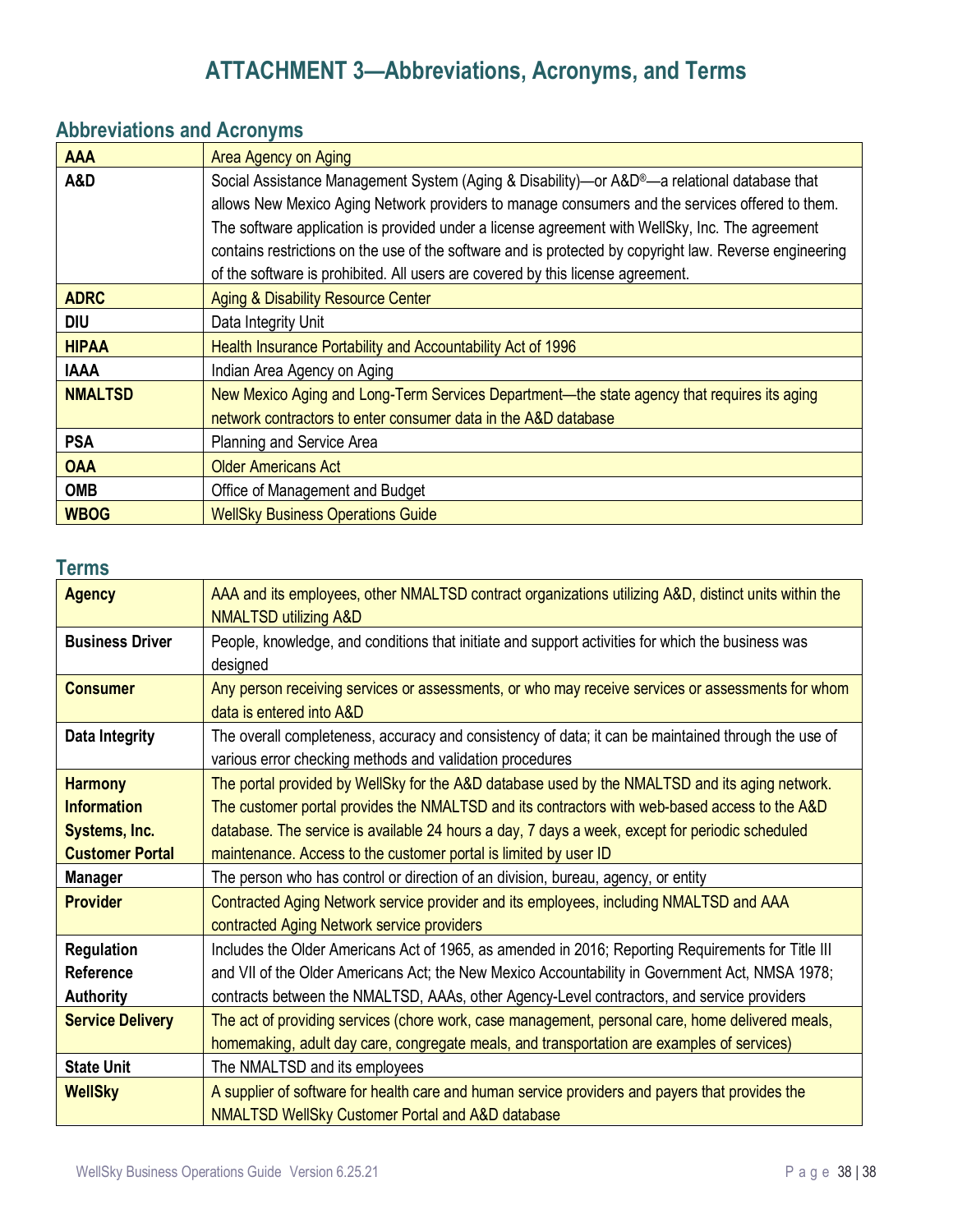# ATTACHMENT 3—Abbreviations, Acronyms, and Terms

## Abbreviations and Acronyms

| | |
|---|---|
| **AAA** | Area Agency on Aging |
| **A&D** | Social Assistance Management System (Aging & Disability)—or A&D®—a relational database that allows New Mexico Aging Network providers to manage consumers and the services offered to them. The software application is provided under a license agreement with WellSky, Inc. The agreement contains restrictions on the use of the software and is protected by copyright law. Reverse engineering of the software is prohibited. All users are covered by this license agreement. |
| **ADRC** | Aging & Disability Resource Center |
| **DIU** | Data Integrity Unit |
| **HIPAA** | Health Insurance Portability and Accountability Act of 1996 |
| **IAAA** | Indian Area Agency on Aging |
| **NMALTSD** | New Mexico Aging and Long-Term Services Department—the state agency that requires its aging network contractors to enter consumer data in the A&D database |
| **PSA** | Planning and Service Area |
| **OAA** | Older Americans Act |
| **OMB** | Office of Management and Budget |
| **WBOG** | WellSky Business Operations Guide |

## Terms

| | |
|---|---|
| **Agency** | AAA and its employees, other NMALTSD contract organizations utilizing A&D, distinct units within the NMALTSD utilizing A&D |
| **Business Driver** | People, knowledge, and conditions that initiate and support activities for which the business was designed |
| **Consumer** | Any person receiving services or assessments, or who may receive services or assessments for whom data is entered into A&D |
| **Data Integrity** | The overall completeness, accuracy and consistency of data; it can be maintained through the use of various error checking methods and validation procedures |
| **Harmony Information Systems, Inc. Customer Portal** | The portal provided by WellSky for the A&D database used by the NMALTSD and its aging network. The customer portal provides the NMALTSD and its contractors with web-based access to the A&D database. The service is available 24 hours a day, 7 days a week, except for periodic scheduled maintenance. Access to the customer portal is limited by user ID |
| **Manager** | The person who has control or direction of an division, bureau, agency, or entity |
| **Provider** | Contracted Aging Network service provider and its employees, including NMALTSD and AAA contracted Aging Network service providers |
| **Regulation Reference Authority** | Includes the Older Americans Act of 1965, as amended in 2016; Reporting Requirements for Title III and VII of the Older Americans Act; the New Mexico Accountability in Government Act, NMSA 1978; contracts between the NMALTSD, AAAs, other Agency-Level contractors, and service providers |
| **Service Delivery** | The act of providing services (chore work, case management, personal care, home delivered meals, homemaking, adult day care, congregate meals, and transportation are examples of services) |
| **State Unit** | The NMALTSD and its employees |
| **WellSky** | A supplier of software for health care and human service providers and payers that provides the NMALTSD WellSky Customer Portal and A&D database |